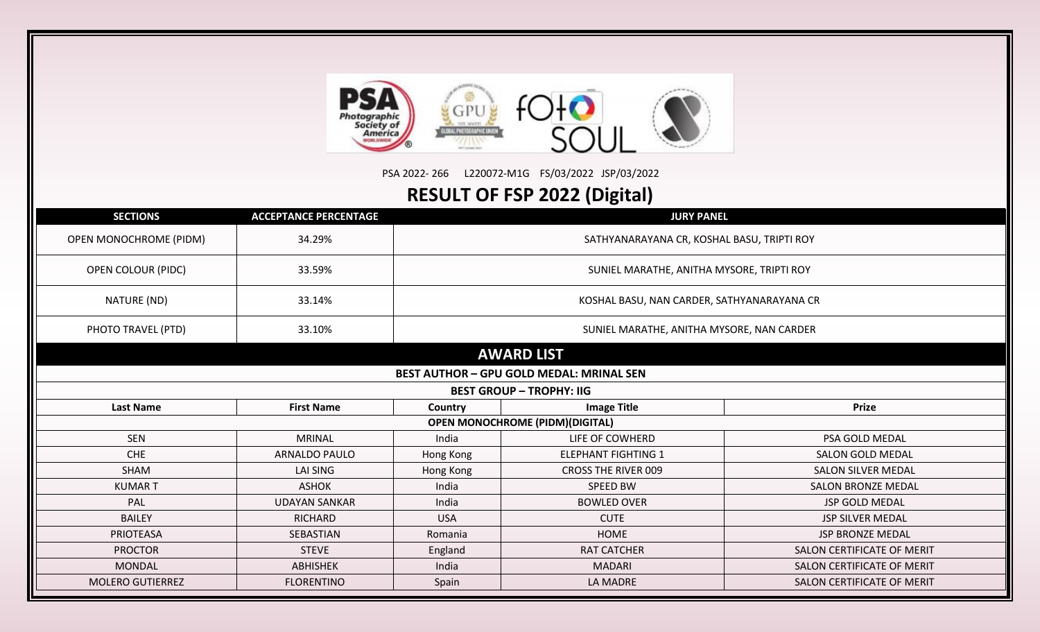PSA 2022- 266 L220072-M1G FS/03/2022 JSP/03/2022

# RESULT OF FSP 2022 (Digital)

| SECTIONS | ACCEPTANCE PERCENTAGE | JURY PANEL |
|---|---|---|
| OPEN MONOCHROME (PIDM) | 34.29% | SATHYANARAYANA CR, KOSHAL BASU, TRIPTI ROY |
| OPEN COLOUR (PIDC) | 33.59% | SUNIEL MARATHE, ANITHA MYSORE, TRIPTI ROY |
| NATURE (ND) | 33.14% | KOSHAL BASU, NAN CARDER, SATHYANARAYANA CR |
| PHOTO TRAVEL (PTD) | 33.10% | SUNIEL MARATHE, ANITHA MYSORE, NAN CARDER |

## AWARD LIST

**BEST AUTHOR – GPU GOLD MEDAL: MRINAL SEN**

**BEST GROUP – TROPHY: IIG**

| Last Name | First Name | Country | Image Title | Prize |
|---|---|---|---|---|
| **OPEN MONOCHROME (PIDM)(DIGITAL)** | | | | |
| SEN | MRINAL | India | LIFE OF COWHERD | PSA GOLD MEDAL |
| CHE | ARNALDO PAULO | Hong Kong | ELEPHANT FIGHTING 1 | SALON GOLD MEDAL |
| SHAM | LAI SING | Hong Kong | CROSS THE RIVER 009 | SALON SILVER MEDAL |
| KUMAR T | ASHOK | India | SPEED BW | SALON BRONZE MEDAL |
| PAL | UDAYAN SANKAR | India | BOWLED OVER | JSP GOLD MEDAL |
| BAILEY | RICHARD | USA | CUTE | JSP SILVER MEDAL |
| PRIOTEASA | SEBASTIAN | Romania | HOME | JSP BRONZE MEDAL |
| PROCTOR | STEVE | England | RAT CATCHER | SALON CERTIFICATE OF MERIT |
| MONDAL | ABHISHEK | India | MADARI | SALON CERTIFICATE OF MERIT |
| MOLERO GUTIERREZ | FLORENTINO | Spain | LA MADRE | SALON CERTIFICATE OF MERIT |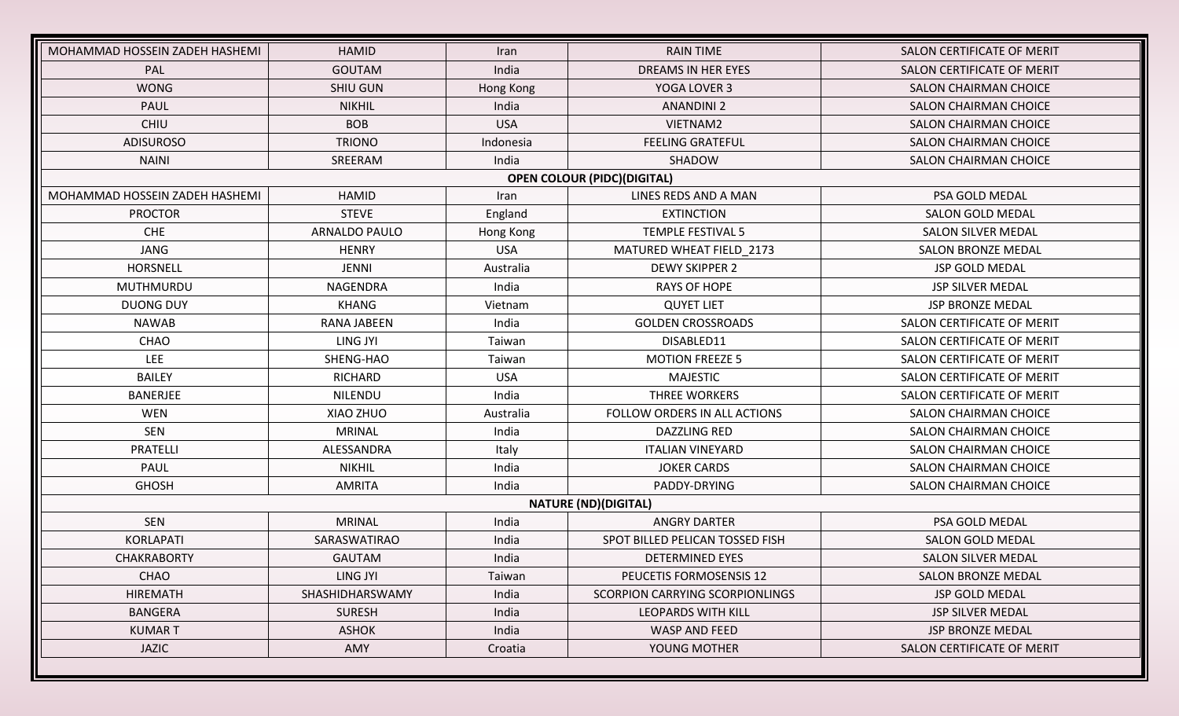| | | | | |
|---|---|---|---|---|
| MOHAMMAD HOSSEIN ZADEH HASHEMI | HAMID | Iran | RAIN TIME | SALON CERTIFICATE OF MERIT |
| PAL | GOUTAM | India | DREAMS IN HER EYES | SALON CERTIFICATE OF MERIT |
| WONG | SHIU GUN | Hong Kong | YOGA LOVER 3 | SALON CHAIRMAN CHOICE |
| PAUL | NIKHIL | India | ANANDINI 2 | SALON CHAIRMAN CHOICE |
| CHIU | BOB | USA | VIETNAM2 | SALON CHAIRMAN CHOICE |
| ADISUROSO | TRIONO | Indonesia | FEELING GRATEFUL | SALON CHAIRMAN CHOICE |
| NAINI | SREERAM | India | SHADOW | SALON CHAIRMAN CHOICE |
| | | | **OPEN COLOUR (PIDC)(DIGITAL)** | |
| MOHAMMAD HOSSEIN ZADEH HASHEMI | HAMID | Iran | LINES REDS AND A MAN | PSA GOLD MEDAL |
| PROCTOR | STEVE | England | EXTINCTION | SALON GOLD MEDAL |
| CHE | ARNALDO PAULO | Hong Kong | TEMPLE FESTIVAL 5 | SALON SILVER MEDAL |
| JANG | HENRY | USA | MATURED WHEAT FIELD_2173 | SALON BRONZE MEDAL |
| HORSNELL | JENNI | Australia | DEWY SKIPPER 2 | JSP GOLD MEDAL |
| MUTHMURDU | NAGENDRA | India | RAYS OF HOPE | JSP SILVER MEDAL |
| DUONG DUY | KHANG | Vietnam | QUYET LIET | JSP BRONZE MEDAL |
| NAWAB | RANA JABEEN | India | GOLDEN CROSSROADS | SALON CERTIFICATE OF MERIT |
| CHAO | LING JYI | Taiwan | DISABLED11 | SALON CERTIFICATE OF MERIT |
| LEE | SHENG-HAO | Taiwan | MOTION FREEZE 5 | SALON CERTIFICATE OF MERIT |
| BAILEY | RICHARD | USA | MAJESTIC | SALON CERTIFICATE OF MERIT |
| BANERJEE | NILENDU | India | THREE WORKERS | SALON CERTIFICATE OF MERIT |
| WEN | XIAO ZHUO | Australia | FOLLOW ORDERS IN ALL ACTIONS | SALON CHAIRMAN CHOICE |
| SEN | MRINAL | India | DAZZLING RED | SALON CHAIRMAN CHOICE |
| PRATELLI | ALESSANDRA | Italy | ITALIAN VINEYARD | SALON CHAIRMAN CHOICE |
| PAUL | NIKHIL | India | JOKER CARDS | SALON CHAIRMAN CHOICE |
| GHOSH | AMRITA | India | PADDY-DRYING | SALON CHAIRMAN CHOICE |
| | | | **NATURE (ND)(DIGITAL)** | |
| SEN | MRINAL | India | ANGRY DARTER | PSA GOLD MEDAL |
| KORLAPATI | SARASWATIRAO | India | SPOT BILLED PELICAN TOSSED FISH | SALON GOLD MEDAL |
| CHAKRABORTY | GAUTAM | India | DETERMINED EYES | SALON SILVER MEDAL |
| CHAO | LING JYI | Taiwan | PEUCETIS FORMOSENSIS 12 | SALON BRONZE MEDAL |
| HIREMATH | SHASHIDHARSWAMY | India | SCORPION CARRYING SCORPIONLINGS | JSP GOLD MEDAL |
| BANGERA | SURESH | India | LEOPARDS WITH KILL | JSP SILVER MEDAL |
| KUMAR T | ASHOK | India | WASP AND FEED | JSP BRONZE MEDAL |
| JAZIC | AMY | Croatia | YOUNG MOTHER | SALON CERTIFICATE OF MERIT |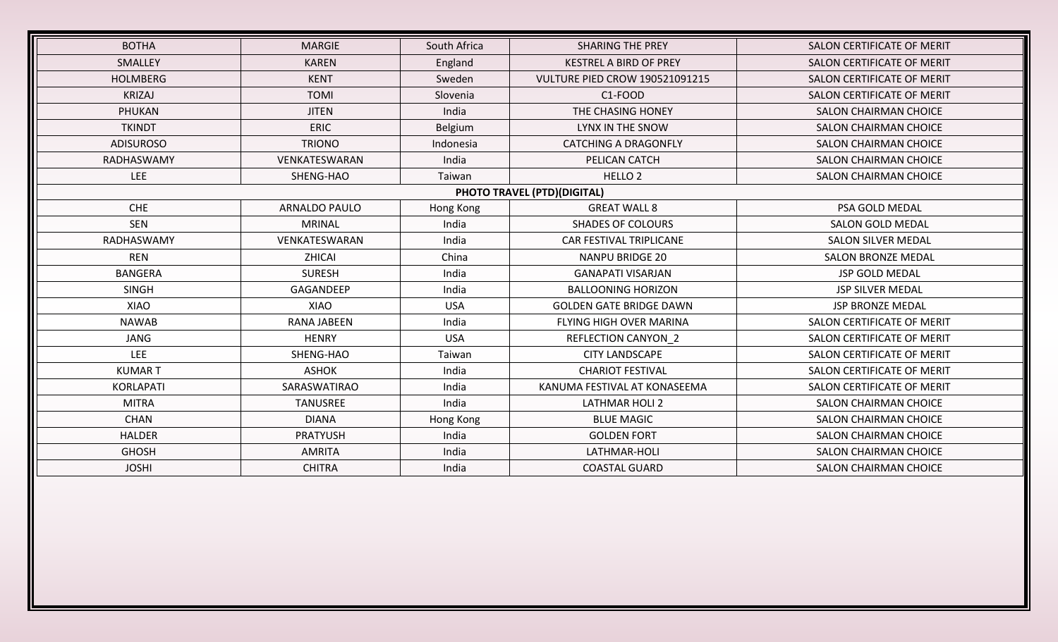| | | | | |
|---|---|---|---|---|
| BOTHA | MARGIE | South Africa | SHARING THE PREY | SALON CERTIFICATE OF MERIT |
| SMALLEY | KAREN | England | KESTREL A BIRD OF PREY | SALON CERTIFICATE OF MERIT |
| HOLMBERG | KENT | Sweden | VULTURE PIED CROW 190521091215 | SALON CERTIFICATE OF MERIT |
| KRIZAJ | TOMI | Slovenia | C1-FOOD | SALON CERTIFICATE OF MERIT |
| PHUKAN | JITEN | India | THE CHASING HONEY | SALON CHAIRMAN CHOICE |
| TKINDT | ERIC | Belgium | LYNX IN THE SNOW | SALON CHAIRMAN CHOICE |
| ADISUROSO | TRIONO | Indonesia | CATCHING A DRAGONFLY | SALON CHAIRMAN CHOICE |
| RADHASWAMY | VENKATESWARAN | India | PELICAN CATCH | SALON CHAIRMAN CHOICE |
| LEE | SHENG-HAO | Taiwan | HELLO 2 | SALON CHAIRMAN CHOICE |
| | | | **PHOTO TRAVEL (PTD)(DIGITAL)** | |
| CHE | ARNALDO PAULO | Hong Kong | GREAT WALL 8 | PSA GOLD MEDAL |
| SEN | MRINAL | India | SHADES OF COLOURS | SALON GOLD MEDAL |
| RADHASWAMY | VENKATESWARAN | India | CAR FESTIVAL TRIPLICANE | SALON SILVER MEDAL |
| REN | ZHICAI | China | NANPU BRIDGE 20 | SALON BRONZE MEDAL |
| BANGERA | SURESH | India | GANAPATI VISARJAN | JSP GOLD MEDAL |
| SINGH | GAGANDEEP | India | BALLOONING HORIZON | JSP SILVER MEDAL |
| XIAO | XIAO | USA | GOLDEN GATE BRIDGE DAWN | JSP BRONZE MEDAL |
| NAWAB | RANA JABEEN | India | FLYING HIGH OVER MARINA | SALON CERTIFICATE OF MERIT |
| JANG | HENRY | USA | REFLECTION CANYON_2 | SALON CERTIFICATE OF MERIT |
| LEE | SHENG-HAO | Taiwan | CITY LANDSCAPE | SALON CERTIFICATE OF MERIT |
| KUMAR T | ASHOK | India | CHARIOT FESTIVAL | SALON CERTIFICATE OF MERIT |
| KORLAPATI | SARASWATIRAO | India | KANUMA FESTIVAL AT KONASEEMA | SALON CERTIFICATE OF MERIT |
| MITRA | TANUSREE | India | LATHMAR HOLI 2 | SALON CHAIRMAN CHOICE |
| CHAN | DIANA | Hong Kong | BLUE MAGIC | SALON CHAIRMAN CHOICE |
| HALDER | PRATYUSH | India | GOLDEN FORT | SALON CHAIRMAN CHOICE |
| GHOSH | AMRITA | India | LATHMAR-HOLI | SALON CHAIRMAN CHOICE |
| JOSHI | CHITRA | India | COASTAL GUARD | SALON CHAIRMAN CHOICE |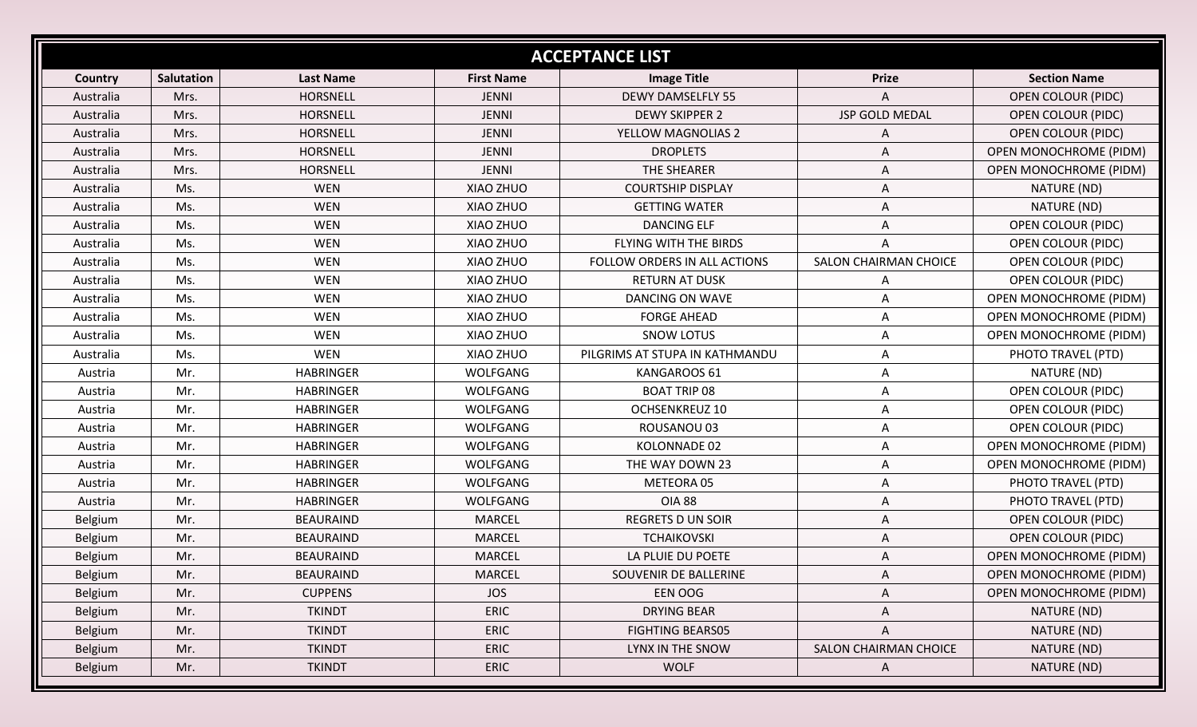## ACCEPTANCE LIST

| Country | Salutation | Last Name | First Name | Image Title | Prize | Section Name |
|---|---|---|---|---|---|---|
| Australia | Mrs. | HORSNELL | JENNI | DEWY DAMSELFLY 55 | A | OPEN COLOUR (PIDC) |
| Australia | Mrs. | HORSNELL | JENNI | DEWY SKIPPER 2 | JSP GOLD MEDAL | OPEN COLOUR (PIDC) |
| Australia | Mrs. | HORSNELL | JENNI | YELLOW MAGNOLIAS 2 | A | OPEN COLOUR (PIDC) |
| Australia | Mrs. | HORSNELL | JENNI | DROPLETS | A | OPEN MONOCHROME (PIDM) |
| Australia | Mrs. | HORSNELL | JENNI | THE SHEARER | A | OPEN MONOCHROME (PIDM) |
| Australia | Ms. | WEN | XIAO ZHUO | COURTSHIP DISPLAY | A | NATURE (ND) |
| Australia | Ms. | WEN | XIAO ZHUO | GETTING WATER | A | NATURE (ND) |
| Australia | Ms. | WEN | XIAO ZHUO | DANCING ELF | A | OPEN COLOUR (PIDC) |
| Australia | Ms. | WEN | XIAO ZHUO | FLYING WITH THE BIRDS | A | OPEN COLOUR (PIDC) |
| Australia | Ms. | WEN | XIAO ZHUO | FOLLOW ORDERS IN ALL ACTIONS | SALON CHAIRMAN CHOICE | OPEN COLOUR (PIDC) |
| Australia | Ms. | WEN | XIAO ZHUO | RETURN AT DUSK | A | OPEN COLOUR (PIDC) |
| Australia | Ms. | WEN | XIAO ZHUO | DANCING ON WAVE | A | OPEN MONOCHROME (PIDM) |
| Australia | Ms. | WEN | XIAO ZHUO | FORGE AHEAD | A | OPEN MONOCHROME (PIDM) |
| Australia | Ms. | WEN | XIAO ZHUO | SNOW LOTUS | A | OPEN MONOCHROME (PIDM) |
| Australia | Ms. | WEN | XIAO ZHUO | PILGRIMS AT STUPA IN KATHMANDU | A | PHOTO TRAVEL (PTD) |
| Austria | Mr. | HABRINGER | WOLFGANG | KANGAROOS 61 | A | NATURE (ND) |
| Austria | Mr. | HABRINGER | WOLFGANG | BOAT TRIP 08 | A | OPEN COLOUR (PIDC) |
| Austria | Mr. | HABRINGER | WOLFGANG | OCHSENKREUZ 10 | A | OPEN COLOUR (PIDC) |
| Austria | Mr. | HABRINGER | WOLFGANG | ROUSANOU 03 | A | OPEN COLOUR (PIDC) |
| Austria | Mr. | HABRINGER | WOLFGANG | KOLONNADE 02 | A | OPEN MONOCHROME (PIDM) |
| Austria | Mr. | HABRINGER | WOLFGANG | THE WAY DOWN 23 | A | OPEN MONOCHROME (PIDM) |
| Austria | Mr. | HABRINGER | WOLFGANG | METEORA 05 | A | PHOTO TRAVEL (PTD) |
| Austria | Mr. | HABRINGER | WOLFGANG | OIA 88 | A | PHOTO TRAVEL (PTD) |
| Belgium | Mr. | BEAURAIND | MARCEL | REGRETS D UN SOIR | A | OPEN COLOUR (PIDC) |
| Belgium | Mr. | BEAURAIND | MARCEL | TCHAIKOVSKI | A | OPEN COLOUR (PIDC) |
| Belgium | Mr. | BEAURAIND | MARCEL | LA PLUIE DU POETE | A | OPEN MONOCHROME (PIDM) |
| Belgium | Mr. | BEAURAIND | MARCEL | SOUVENIR DE BALLERINE | A | OPEN MONOCHROME (PIDM) |
| Belgium | Mr. | CUPPENS | JOS | EEN OOG | A | OPEN MONOCHROME (PIDM) |
| Belgium | Mr. | TKINDT | ERIC | DRYING BEAR | A | NATURE (ND) |
| Belgium | Mr. | TKINDT | ERIC | FIGHTING BEARS05 | A | NATURE (ND) |
| Belgium | Mr. | TKINDT | ERIC | LYNX IN THE SNOW | SALON CHAIRMAN CHOICE | NATURE (ND) |
| Belgium | Mr. | TKINDT | ERIC | WOLF | A | NATURE (ND) |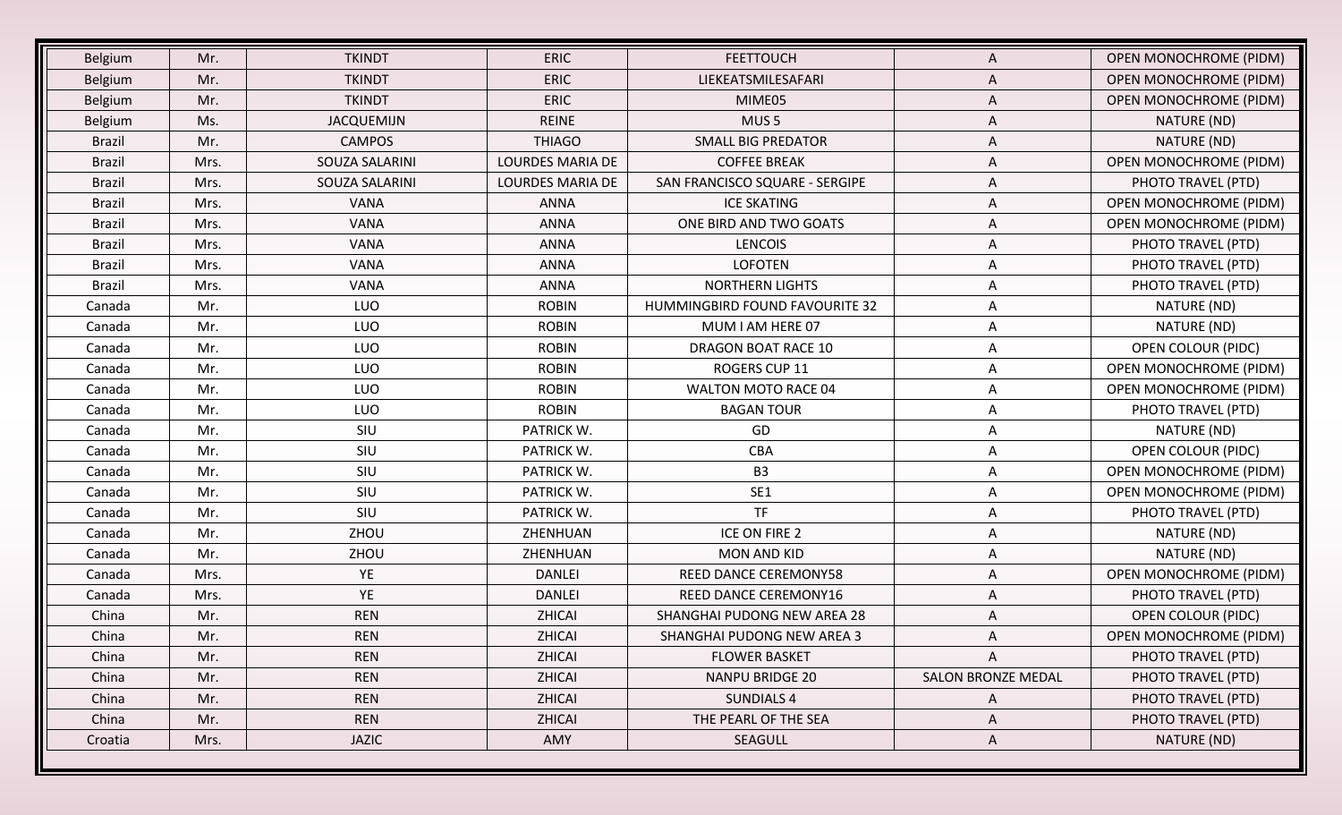| | | | | | | |
|---|---|---|---|---|---|---|
| Belgium | Mr. | TKINDT | ERIC | FEETTOUCH | A | OPEN MONOCHROME (PIDM) |
| Belgium | Mr. | TKINDT | ERIC | LIEKEATSMILESAFARI | A | OPEN MONOCHROME (PIDM) |
| Belgium | Mr. | TKINDT | ERIC | MIME05 | A | OPEN MONOCHROME (PIDM) |
| Belgium | Ms. | JACQUEMIJN | REINE | MUS 5 | A | NATURE (ND) |
| Brazil | Mr. | CAMPOS | THIAGO | SMALL BIG PREDATOR | A | NATURE (ND) |
| Brazil | Mrs. | SOUZA SALARINI | LOURDES MARIA DE | COFFEE BREAK | A | OPEN MONOCHROME (PIDM) |
| Brazil | Mrs. | SOUZA SALARINI | LOURDES MARIA DE | SAN FRANCISCO SQUARE - SERGIPE | A | PHOTO TRAVEL (PTD) |
| Brazil | Mrs. | VANA | ANNA | ICE SKATING | A | OPEN MONOCHROME (PIDM) |
| Brazil | Mrs. | VANA | ANNA | ONE BIRD AND TWO GOATS | A | OPEN MONOCHROME (PIDM) |
| Brazil | Mrs. | VANA | ANNA | LENCOIS | A | PHOTO TRAVEL (PTD) |
| Brazil | Mrs. | VANA | ANNA | LOFOTEN | A | PHOTO TRAVEL (PTD) |
| Brazil | Mrs. | VANA | ANNA | NORTHERN LIGHTS | A | PHOTO TRAVEL (PTD) |
| Canada | Mr. | LUO | ROBIN | HUMMINGBIRD FOUND FAVOURITE 32 | A | NATURE (ND) |
| Canada | Mr. | LUO | ROBIN | MUM I AM HERE 07 | A | NATURE (ND) |
| Canada | Mr. | LUO | ROBIN | DRAGON BOAT RACE 10 | A | OPEN COLOUR (PIDC) |
| Canada | Mr. | LUO | ROBIN | ROGERS CUP 11 | A | OPEN MONOCHROME (PIDM) |
| Canada | Mr. | LUO | ROBIN | WALTON MOTO RACE 04 | A | OPEN MONOCHROME (PIDM) |
| Canada | Mr. | LUO | ROBIN | BAGAN TOUR | A | PHOTO TRAVEL (PTD) |
| Canada | Mr. | SIU | PATRICK W. | GD | A | NATURE (ND) |
| Canada | Mr. | SIU | PATRICK W. | CBA | A | OPEN COLOUR (PIDC) |
| Canada | Mr. | SIU | PATRICK W. | B3 | A | OPEN MONOCHROME (PIDM) |
| Canada | Mr. | SIU | PATRICK W. | SE1 | A | OPEN MONOCHROME (PIDM) |
| Canada | Mr. | SIU | PATRICK W. | TF | A | PHOTO TRAVEL (PTD) |
| Canada | Mr. | ZHOU | ZHENHUAN | ICE ON FIRE 2 | A | NATURE (ND) |
| Canada | Mr. | ZHOU | ZHENHUAN | MON AND KID | A | NATURE (ND) |
| Canada | Mrs. | YE | DANLEI | REED DANCE CEREMONY58 | A | OPEN MONOCHROME (PIDM) |
| Canada | Mrs. | YE | DANLEI | REED DANCE CEREMONY16 | A | PHOTO TRAVEL (PTD) |
| China | Mr. | REN | ZHICAI | SHANGHAI PUDONG NEW AREA 28 | A | OPEN COLOUR (PIDC) |
| China | Mr. | REN | ZHICAI | SHANGHAI PUDONG NEW AREA 3 | A | OPEN MONOCHROME (PIDM) |
| China | Mr. | REN | ZHICAI | FLOWER BASKET | A | PHOTO TRAVEL (PTD) |
| China | Mr. | REN | ZHICAI | NANPU BRIDGE 20 | SALON BRONZE MEDAL | PHOTO TRAVEL (PTD) |
| China | Mr. | REN | ZHICAI | SUNDIALS 4 | A | PHOTO TRAVEL (PTD) |
| China | Mr. | REN | ZHICAI | THE PEARL OF THE SEA | A | PHOTO TRAVEL (PTD) |
| Croatia | Mrs. | JAZIC | AMY | SEAGULL | A | NATURE (ND) |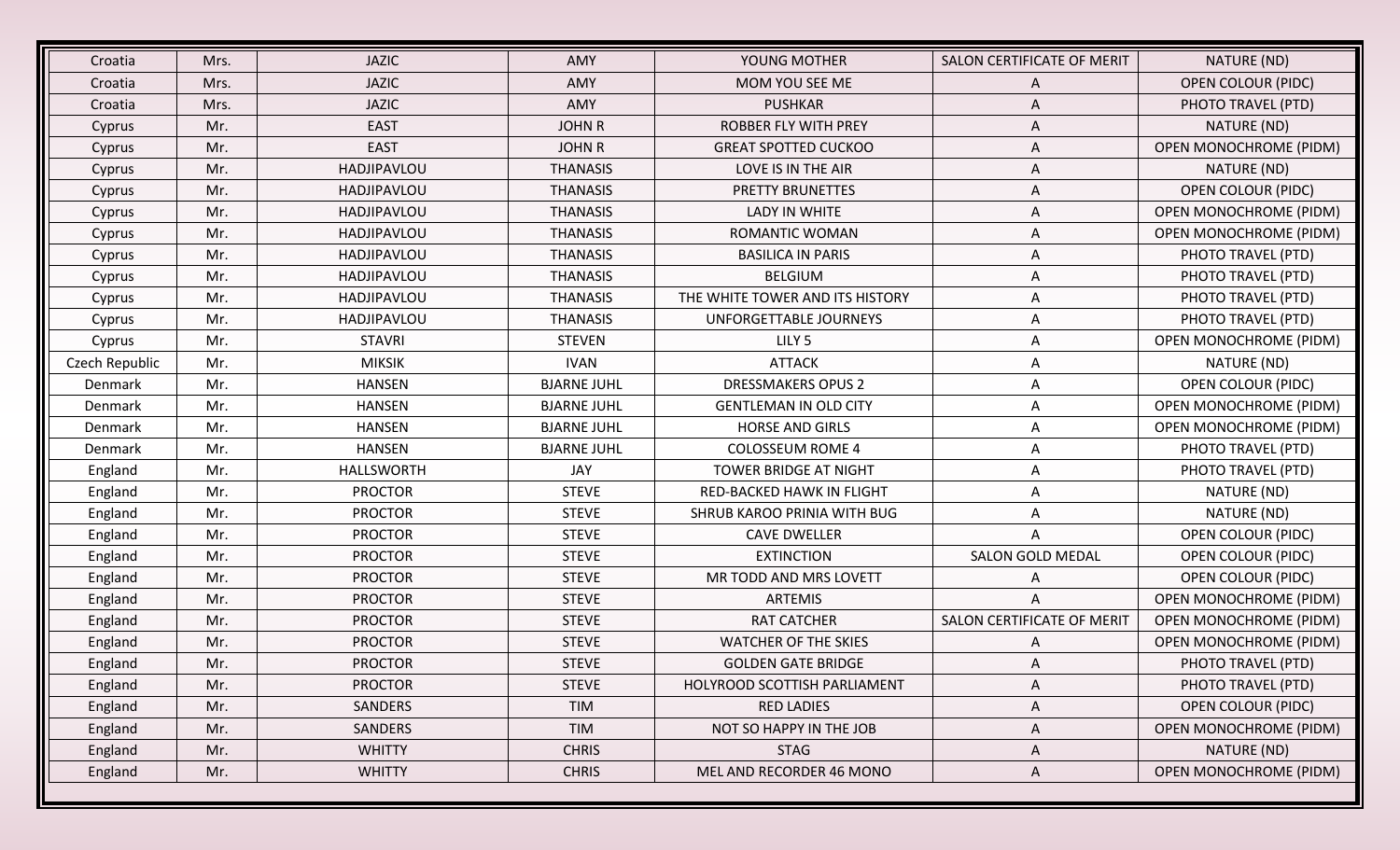| | | | | | | |
|---|---|---|---|---|---|---|
| Croatia | Mrs. | JAZIC | AMY | YOUNG MOTHER | SALON CERTIFICATE OF MERIT | NATURE (ND) |
| Croatia | Mrs. | JAZIC | AMY | MOM YOU SEE ME | A | OPEN COLOUR (PIDC) |
| Croatia | Mrs. | JAZIC | AMY | PUSHKAR | A | PHOTO TRAVEL (PTD) |
| Cyprus | Mr. | EAST | JOHN R | ROBBER FLY WITH PREY | A | NATURE (ND) |
| Cyprus | Mr. | EAST | JOHN R | GREAT SPOTTED CUCKOO | A | OPEN MONOCHROME (PIDM) |
| Cyprus | Mr. | HADJIPAVLOU | THANASIS | LOVE IS IN THE AIR | A | NATURE (ND) |
| Cyprus | Mr. | HADJIPAVLOU | THANASIS | PRETTY BRUNETTES | A | OPEN COLOUR (PIDC) |
| Cyprus | Mr. | HADJIPAVLOU | THANASIS | LADY IN WHITE | A | OPEN MONOCHROME (PIDM) |
| Cyprus | Mr. | HADJIPAVLOU | THANASIS | ROMANTIC WOMAN | A | OPEN MONOCHROME (PIDM) |
| Cyprus | Mr. | HADJIPAVLOU | THANASIS | BASILICA IN PARIS | A | PHOTO TRAVEL (PTD) |
| Cyprus | Mr. | HADJIPAVLOU | THANASIS | BELGIUM | A | PHOTO TRAVEL (PTD) |
| Cyprus | Mr. | HADJIPAVLOU | THANASIS | THE WHITE TOWER AND ITS HISTORY | A | PHOTO TRAVEL (PTD) |
| Cyprus | Mr. | HADJIPAVLOU | THANASIS | UNFORGETTABLE JOURNEYS | A | PHOTO TRAVEL (PTD) |
| Cyprus | Mr. | STAVRI | STEVEN | LILY 5 | A | OPEN MONOCHROME (PIDM) |
| Czech Republic | Mr. | MIKSIK | IVAN | ATTACK | A | NATURE (ND) |
| Denmark | Mr. | HANSEN | BJARNE JUHL | DRESSMAKERS OPUS 2 | A | OPEN COLOUR (PIDC) |
| Denmark | Mr. | HANSEN | BJARNE JUHL | GENTLEMAN IN OLD CITY | A | OPEN MONOCHROME (PIDM) |
| Denmark | Mr. | HANSEN | BJARNE JUHL | HORSE AND GIRLS | A | OPEN MONOCHROME (PIDM) |
| Denmark | Mr. | HANSEN | BJARNE JUHL | COLOSSEUM ROME 4 | A | PHOTO TRAVEL (PTD) |
| England | Mr. | HALLSWORTH | JAY | TOWER BRIDGE AT NIGHT | A | PHOTO TRAVEL (PTD) |
| England | Mr. | PROCTOR | STEVE | RED-BACKED HAWK IN FLIGHT | A | NATURE (ND) |
| England | Mr. | PROCTOR | STEVE | SHRUB KAROO PRINIA WITH BUG | A | NATURE (ND) |
| England | Mr. | PROCTOR | STEVE | CAVE DWELLER | A | OPEN COLOUR (PIDC) |
| England | Mr. | PROCTOR | STEVE | EXTINCTION | SALON GOLD MEDAL | OPEN COLOUR (PIDC) |
| England | Mr. | PROCTOR | STEVE | MR TODD AND MRS LOVETT | A | OPEN COLOUR (PIDC) |
| England | Mr. | PROCTOR | STEVE | ARTEMIS | A | OPEN MONOCHROME (PIDM) |
| England | Mr. | PROCTOR | STEVE | RAT CATCHER | SALON CERTIFICATE OF MERIT | OPEN MONOCHROME (PIDM) |
| England | Mr. | PROCTOR | STEVE | WATCHER OF THE SKIES | A | OPEN MONOCHROME (PIDM) |
| England | Mr. | PROCTOR | STEVE | GOLDEN GATE BRIDGE | A | PHOTO TRAVEL (PTD) |
| England | Mr. | PROCTOR | STEVE | HOLYROOD SCOTTISH PARLIAMENT | A | PHOTO TRAVEL (PTD) |
| England | Mr. | SANDERS | TIM | RED LADIES | A | OPEN COLOUR (PIDC) |
| England | Mr. | SANDERS | TIM | NOT SO HAPPY IN THE JOB | A | OPEN MONOCHROME (PIDM) |
| England | Mr. | WHITTY | CHRIS | STAG | A | NATURE (ND) |
| England | Mr. | WHITTY | CHRIS | MEL AND RECORDER 46 MONO | A | OPEN MONOCHROME (PIDM) |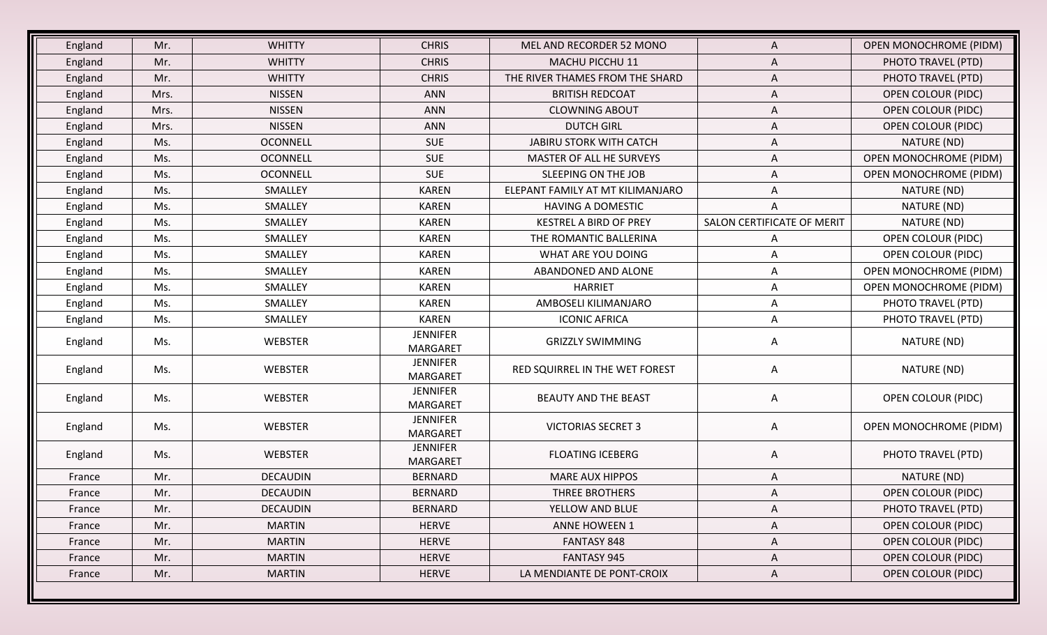| England | Mr. | WHITTY | CHRIS | MEL AND RECORDER 52 MONO | A | OPEN MONOCHROME (PIDM) |
|---|---|---|---|---|---|---|
| England | Mr. | WHITTY | CHRIS | MACHU PICCHU 11 | A | PHOTO TRAVEL (PTD) |
| England | Mr. | WHITTY | CHRIS | THE RIVER THAMES FROM THE SHARD | A | PHOTO TRAVEL (PTD) |
| England | Mrs. | NISSEN | ANN | BRITISH REDCOAT | A | OPEN COLOUR (PIDC) |
| England | Mrs. | NISSEN | ANN | CLOWNING ABOUT | A | OPEN COLOUR (PIDC) |
| England | Mrs. | NISSEN | ANN | DUTCH GIRL | A | OPEN COLOUR (PIDC) |
| England | Ms. | OCONNELL | SUE | JABIRU STORK WITH CATCH | A | NATURE (ND) |
| England | Ms. | OCONNELL | SUE | MASTER OF ALL HE SURVEYS | A | OPEN MONOCHROME (PIDM) |
| England | Ms. | OCONNELL | SUE | SLEEPING ON THE JOB | A | OPEN MONOCHROME (PIDM) |
| England | Ms. | SMALLEY | KAREN | ELEPANT FAMILY AT MT KILIMANJARO | A | NATURE (ND) |
| England | Ms. | SMALLEY | KAREN | HAVING A DOMESTIC | A | NATURE (ND) |
| England | Ms. | SMALLEY | KAREN | KESTREL A BIRD OF PREY | SALON CERTIFICATE OF MERIT | NATURE (ND) |
| England | Ms. | SMALLEY | KAREN | THE ROMANTIC BALLERINA | A | OPEN COLOUR (PIDC) |
| England | Ms. | SMALLEY | KAREN | WHAT ARE YOU DOING | A | OPEN COLOUR (PIDC) |
| England | Ms. | SMALLEY | KAREN | ABANDONED AND ALONE | A | OPEN MONOCHROME (PIDM) |
| England | Ms. | SMALLEY | KAREN | HARRIET | A | OPEN MONOCHROME (PIDM) |
| England | Ms. | SMALLEY | KAREN | AMBOSELI KILIMANJARO | A | PHOTO TRAVEL (PTD) |
| England | Ms. | SMALLEY | KAREN | ICONIC AFRICA | A | PHOTO TRAVEL (PTD) |
| England | Ms. | WEBSTER | JENNIFER MARGARET | GRIZZLY SWIMMING | A | NATURE (ND) |
| England | Ms. | WEBSTER | JENNIFER MARGARET | RED SQUIRREL IN THE WET FOREST | A | NATURE (ND) |
| England | Ms. | WEBSTER | JENNIFER MARGARET | BEAUTY AND THE BEAST | A | OPEN COLOUR (PIDC) |
| England | Ms. | WEBSTER | JENNIFER MARGARET | VICTORIAS SECRET 3 | A | OPEN MONOCHROME (PIDM) |
| England | Ms. | WEBSTER | JENNIFER MARGARET | FLOATING ICEBERG | A | PHOTO TRAVEL (PTD) |
| France | Mr. | DECAUDIN | BERNARD | MARE AUX HIPPOS | A | NATURE (ND) |
| France | Mr. | DECAUDIN | BERNARD | THREE BROTHERS | A | OPEN COLOUR (PIDC) |
| France | Mr. | DECAUDIN | BERNARD | YELLOW AND BLUE | A | PHOTO TRAVEL (PTD) |
| France | Mr. | MARTIN | HERVE | ANNE HOWEEN 1 | A | OPEN COLOUR (PIDC) |
| France | Mr. | MARTIN | HERVE | FANTASY 848 | A | OPEN COLOUR (PIDC) |
| France | Mr. | MARTIN | HERVE | FANTASY 945 | A | OPEN COLOUR (PIDC) |
| France | Mr. | MARTIN | HERVE | LA MENDIANTE DE PONT-CROIX | A | OPEN COLOUR (PIDC) |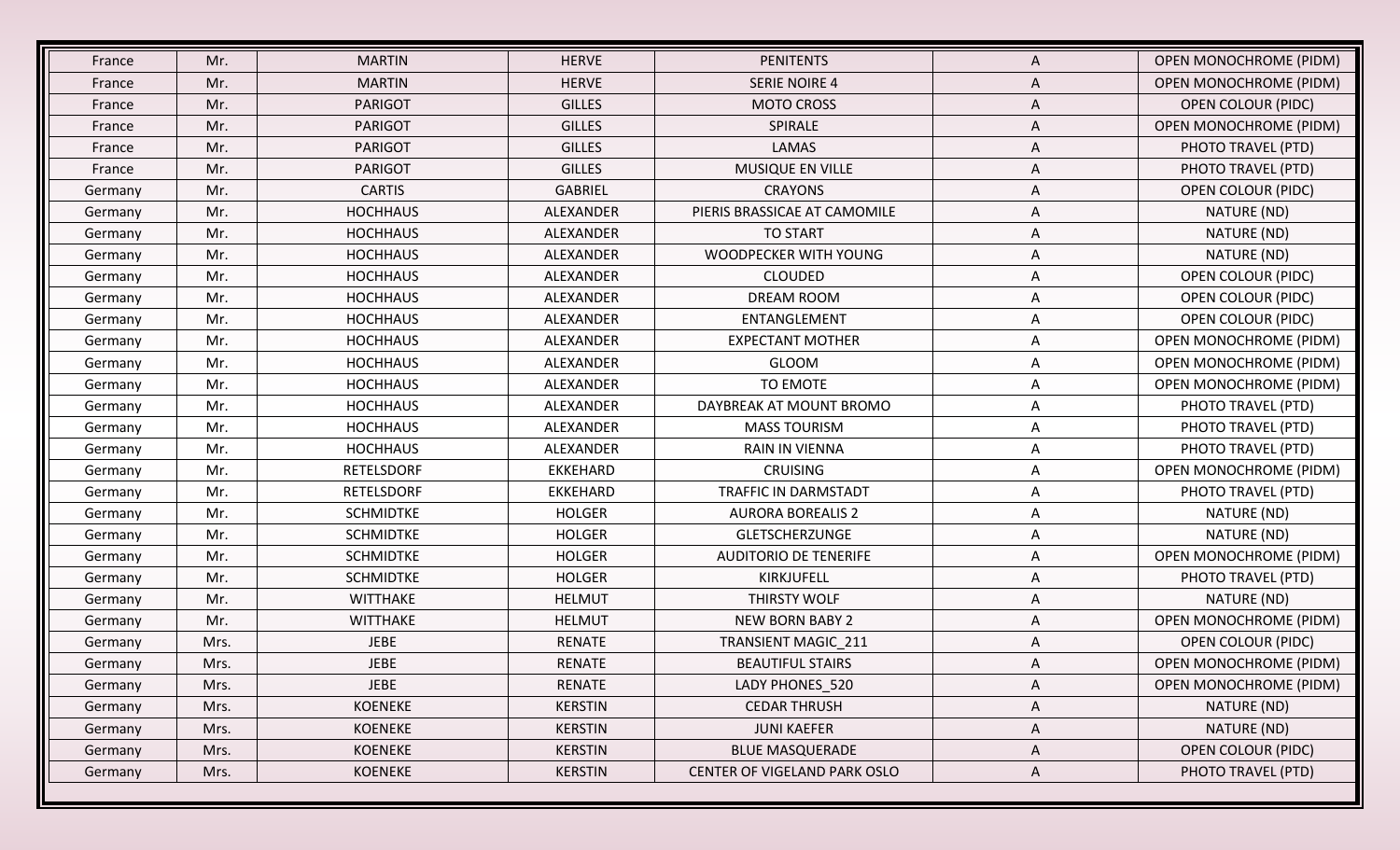| | | | | | | |
|---|---|---|---|---|---|---|
| France | Mr. | MARTIN | HERVE | PENITENTS | A | OPEN MONOCHROME (PIDM) |
| France | Mr. | MARTIN | HERVE | SERIE NOIRE 4 | A | OPEN MONOCHROME (PIDM) |
| France | Mr. | PARIGOT | GILLES | MOTO CROSS | A | OPEN COLOUR (PIDC) |
| France | Mr. | PARIGOT | GILLES | SPIRALE | A | OPEN MONOCHROME (PIDM) |
| France | Mr. | PARIGOT | GILLES | LAMAS | A | PHOTO TRAVEL (PTD) |
| France | Mr. | PARIGOT | GILLES | MUSIQUE EN VILLE | A | PHOTO TRAVEL (PTD) |
| Germany | Mr. | CARTIS | GABRIEL | CRAYONS | A | OPEN COLOUR (PIDC) |
| Germany | Mr. | HOCHHAUS | ALEXANDER | PIERIS BRASSICAE AT CAMOMILE | A | NATURE (ND) |
| Germany | Mr. | HOCHHAUS | ALEXANDER | TO START | A | NATURE (ND) |
| Germany | Mr. | HOCHHAUS | ALEXANDER | WOODPECKER WITH YOUNG | A | NATURE (ND) |
| Germany | Mr. | HOCHHAUS | ALEXANDER | CLOUDED | A | OPEN COLOUR (PIDC) |
| Germany | Mr. | HOCHHAUS | ALEXANDER | DREAM ROOM | A | OPEN COLOUR (PIDC) |
| Germany | Mr. | HOCHHAUS | ALEXANDER | ENTANGLEMENT | A | OPEN COLOUR (PIDC) |
| Germany | Mr. | HOCHHAUS | ALEXANDER | EXPECTANT MOTHER | A | OPEN MONOCHROME (PIDM) |
| Germany | Mr. | HOCHHAUS | ALEXANDER | GLOOM | A | OPEN MONOCHROME (PIDM) |
| Germany | Mr. | HOCHHAUS | ALEXANDER | TO EMOTE | A | OPEN MONOCHROME (PIDM) |
| Germany | Mr. | HOCHHAUS | ALEXANDER | DAYBREAK AT MOUNT BROMO | A | PHOTO TRAVEL (PTD) |
| Germany | Mr. | HOCHHAUS | ALEXANDER | MASS TOURISM | A | PHOTO TRAVEL (PTD) |
| Germany | Mr. | HOCHHAUS | ALEXANDER | RAIN IN VIENNA | A | PHOTO TRAVEL (PTD) |
| Germany | Mr. | RETELSDORF | EKKEHARD | CRUISING | A | OPEN MONOCHROME (PIDM) |
| Germany | Mr. | RETELSDORF | EKKEHARD | TRAFFIC IN DARMSTADT | A | PHOTO TRAVEL (PTD) |
| Germany | Mr. | SCHMIDTKE | HOLGER | AURORA BOREALIS 2 | A | NATURE (ND) |
| Germany | Mr. | SCHMIDTKE | HOLGER | GLETSCHERZUNGE | A | NATURE (ND) |
| Germany | Mr. | SCHMIDTKE | HOLGER | AUDITORIO DE TENERIFE | A | OPEN MONOCHROME (PIDM) |
| Germany | Mr. | SCHMIDTKE | HOLGER | KIRKJUFELL | A | PHOTO TRAVEL (PTD) |
| Germany | Mr. | WITTHAKE | HELMUT | THIRSTY WOLF | A | NATURE (ND) |
| Germany | Mr. | WITTHAKE | HELMUT | NEW BORN BABY 2 | A | OPEN MONOCHROME (PIDM) |
| Germany | Mrs. | JEBE | RENATE | TRANSIENT MAGIC_211 | A | OPEN COLOUR (PIDC) |
| Germany | Mrs. | JEBE | RENATE | BEAUTIFUL STAIRS | A | OPEN MONOCHROME (PIDM) |
| Germany | Mrs. | JEBE | RENATE | LADY PHONES_520 | A | OPEN MONOCHROME (PIDM) |
| Germany | Mrs. | KOENEKE | KERSTIN | CEDAR THRUSH | A | NATURE (ND) |
| Germany | Mrs. | KOENEKE | KERSTIN | JUNI KAEFER | A | NATURE (ND) |
| Germany | Mrs. | KOENEKE | KERSTIN | BLUE MASQUERADE | A | OPEN COLOUR (PIDC) |
| Germany | Mrs. | KOENEKE | KERSTIN | CENTER OF VIGELAND PARK OSLO | A | PHOTO TRAVEL (PTD) |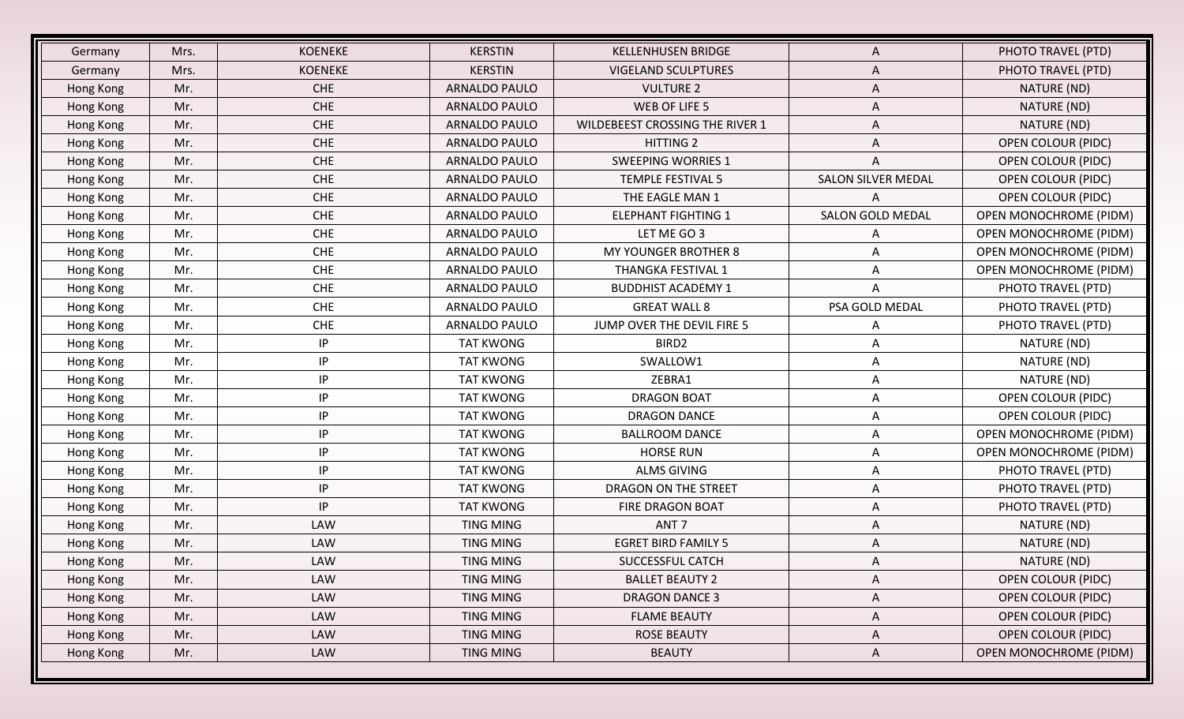| | | | | | | |
|---|---|---|---|---|---|---|
| Germany | Mrs. | KOENEKE | KERSTIN | KELLENHUSEN BRIDGE | A | PHOTO TRAVEL (PTD) |
| Germany | Mrs. | KOENEKE | KERSTIN | VIGELAND SCULPTURES | A | PHOTO TRAVEL (PTD) |
| Hong Kong | Mr. | CHE | ARNALDO PAULO | VULTURE 2 | A | NATURE (ND) |
| Hong Kong | Mr. | CHE | ARNALDO PAULO | WEB OF LIFE 5 | A | NATURE (ND) |
| Hong Kong | Mr. | CHE | ARNALDO PAULO | WILDEBEEST CROSSING THE RIVER 1 | A | NATURE (ND) |
| Hong Kong | Mr. | CHE | ARNALDO PAULO | HITTING 2 | A | OPEN COLOUR (PIDC) |
| Hong Kong | Mr. | CHE | ARNALDO PAULO | SWEEPING WORRIES 1 | A | OPEN COLOUR (PIDC) |
| Hong Kong | Mr. | CHE | ARNALDO PAULO | TEMPLE FESTIVAL 5 | SALON SILVER MEDAL | OPEN COLOUR (PIDC) |
| Hong Kong | Mr. | CHE | ARNALDO PAULO | THE EAGLE MAN 1 | A | OPEN COLOUR (PIDC) |
| Hong Kong | Mr. | CHE | ARNALDO PAULO | ELEPHANT FIGHTING 1 | SALON GOLD MEDAL | OPEN MONOCHROME (PIDM) |
| Hong Kong | Mr. | CHE | ARNALDO PAULO | LET ME GO 3 | A | OPEN MONOCHROME (PIDM) |
| Hong Kong | Mr. | CHE | ARNALDO PAULO | MY YOUNGER BROTHER 8 | A | OPEN MONOCHROME (PIDM) |
| Hong Kong | Mr. | CHE | ARNALDO PAULO | THANGKA FESTIVAL 1 | A | OPEN MONOCHROME (PIDM) |
| Hong Kong | Mr. | CHE | ARNALDO PAULO | BUDDHIST ACADEMY 1 | A | PHOTO TRAVEL (PTD) |
| Hong Kong | Mr. | CHE | ARNALDO PAULO | GREAT WALL 8 | PSA GOLD MEDAL | PHOTO TRAVEL (PTD) |
| Hong Kong | Mr. | CHE | ARNALDO PAULO | JUMP OVER THE DEVIL FIRE 5 | A | PHOTO TRAVEL (PTD) |
| Hong Kong | Mr. | IP | TAT KWONG | BIRD2 | A | NATURE (ND) |
| Hong Kong | Mr. | IP | TAT KWONG | SWALLOW1 | A | NATURE (ND) |
| Hong Kong | Mr. | IP | TAT KWONG | ZEBRA1 | A | NATURE (ND) |
| Hong Kong | Mr. | IP | TAT KWONG | DRAGON BOAT | A | OPEN COLOUR (PIDC) |
| Hong Kong | Mr. | IP | TAT KWONG | DRAGON DANCE | A | OPEN COLOUR (PIDC) |
| Hong Kong | Mr. | IP | TAT KWONG | BALLROOM DANCE | A | OPEN MONOCHROME (PIDM) |
| Hong Kong | Mr. | IP | TAT KWONG | HORSE RUN | A | OPEN MONOCHROME (PIDM) |
| Hong Kong | Mr. | IP | TAT KWONG | ALMS GIVING | A | PHOTO TRAVEL (PTD) |
| Hong Kong | Mr. | IP | TAT KWONG | DRAGON ON THE STREET | A | PHOTO TRAVEL (PTD) |
| Hong Kong | Mr. | IP | TAT KWONG | FIRE DRAGON BOAT | A | PHOTO TRAVEL (PTD) |
| Hong Kong | Mr. | LAW | TING MING | ANT 7 | A | NATURE (ND) |
| Hong Kong | Mr. | LAW | TING MING | EGRET BIRD FAMILY 5 | A | NATURE (ND) |
| Hong Kong | Mr. | LAW | TING MING | SUCCESSFUL CATCH | A | NATURE (ND) |
| Hong Kong | Mr. | LAW | TING MING | BALLET BEAUTY 2 | A | OPEN COLOUR (PIDC) |
| Hong Kong | Mr. | LAW | TING MING | DRAGON DANCE 3 | A | OPEN COLOUR (PIDC) |
| Hong Kong | Mr. | LAW | TING MING | FLAME BEAUTY | A | OPEN COLOUR (PIDC) |
| Hong Kong | Mr. | LAW | TING MING | ROSE BEAUTY | A | OPEN COLOUR (PIDC) |
| Hong Kong | Mr. | LAW | TING MING | BEAUTY | A | OPEN MONOCHROME (PIDM) |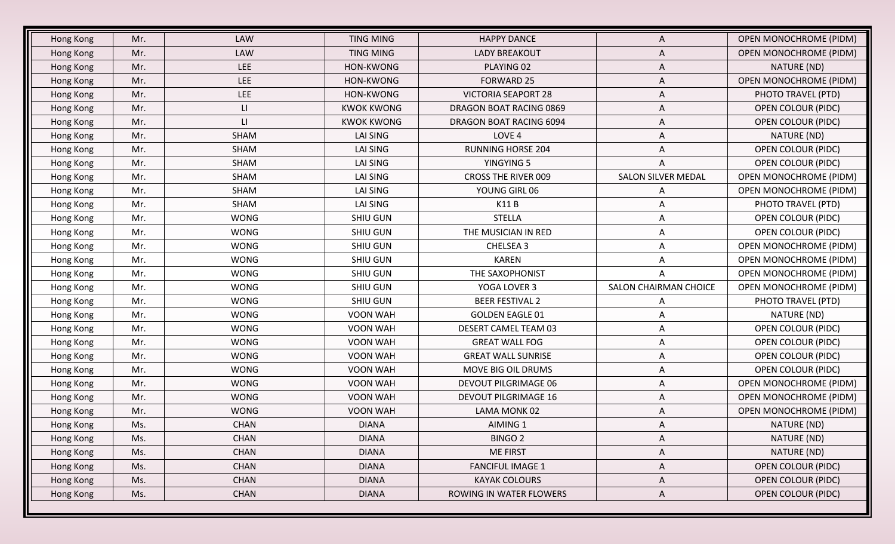| | | | | | | |
|---|---|---|---|---|---|---|
| Hong Kong | Mr. | LAW | TING MING | HAPPY DANCE | A | OPEN MONOCHROME (PIDM) |
| Hong Kong | Mr. | LAW | TING MING | LADY BREAKOUT | A | OPEN MONOCHROME (PIDM) |
| Hong Kong | Mr. | LEE | HON-KWONG | PLAYING 02 | A | NATURE (ND) |
| Hong Kong | Mr. | LEE | HON-KWONG | FORWARD 25 | A | OPEN MONOCHROME (PIDM) |
| Hong Kong | Mr. | LEE | HON-KWONG | VICTORIA SEAPORT 28 | A | PHOTO TRAVEL (PTD) |
| Hong Kong | Mr. | LI | KWOK KWONG | DRAGON BOAT RACING 0869 | A | OPEN COLOUR (PIDC) |
| Hong Kong | Mr. | LI | KWOK KWONG | DRAGON BOAT RACING 6094 | A | OPEN COLOUR (PIDC) |
| Hong Kong | Mr. | SHAM | LAI SING | LOVE 4 | A | NATURE (ND) |
| Hong Kong | Mr. | SHAM | LAI SING | RUNNING HORSE 204 | A | OPEN COLOUR (PIDC) |
| Hong Kong | Mr. | SHAM | LAI SING | YINGYING 5 | A | OPEN COLOUR (PIDC) |
| Hong Kong | Mr. | SHAM | LAI SING | CROSS THE RIVER 009 | SALON SILVER MEDAL | OPEN MONOCHROME (PIDM) |
| Hong Kong | Mr. | SHAM | LAI SING | YOUNG GIRL 06 | A | OPEN MONOCHROME (PIDM) |
| Hong Kong | Mr. | SHAM | LAI SING | K11 B | A | PHOTO TRAVEL (PTD) |
| Hong Kong | Mr. | WONG | SHIU GUN | STELLA | A | OPEN COLOUR (PIDC) |
| Hong Kong | Mr. | WONG | SHIU GUN | THE MUSICIAN IN RED | A | OPEN COLOUR (PIDC) |
| Hong Kong | Mr. | WONG | SHIU GUN | CHELSEA 3 | A | OPEN MONOCHROME (PIDM) |
| Hong Kong | Mr. | WONG | SHIU GUN | KAREN | A | OPEN MONOCHROME (PIDM) |
| Hong Kong | Mr. | WONG | SHIU GUN | THE SAXOPHONIST | A | OPEN MONOCHROME (PIDM) |
| Hong Kong | Mr. | WONG | SHIU GUN | YOGA LOVER 3 | SALON CHAIRMAN CHOICE | OPEN MONOCHROME (PIDM) |
| Hong Kong | Mr. | WONG | SHIU GUN | BEER FESTIVAL 2 | A | PHOTO TRAVEL (PTD) |
| Hong Kong | Mr. | WONG | VOON WAH | GOLDEN EAGLE 01 | A | NATURE (ND) |
| Hong Kong | Mr. | WONG | VOON WAH | DESERT CAMEL TEAM 03 | A | OPEN COLOUR (PIDC) |
| Hong Kong | Mr. | WONG | VOON WAH | GREAT WALL FOG | A | OPEN COLOUR (PIDC) |
| Hong Kong | Mr. | WONG | VOON WAH | GREAT WALL SUNRISE | A | OPEN COLOUR (PIDC) |
| Hong Kong | Mr. | WONG | VOON WAH | MOVE BIG OIL DRUMS | A | OPEN COLOUR (PIDC) |
| Hong Kong | Mr. | WONG | VOON WAH | DEVOUT PILGRIMAGE 06 | A | OPEN MONOCHROME (PIDM) |
| Hong Kong | Mr. | WONG | VOON WAH | DEVOUT PILGRIMAGE 16 | A | OPEN MONOCHROME (PIDM) |
| Hong Kong | Mr. | WONG | VOON WAH | LAMA MONK 02 | A | OPEN MONOCHROME (PIDM) |
| Hong Kong | Ms. | CHAN | DIANA | AIMING 1 | A | NATURE (ND) |
| Hong Kong | Ms. | CHAN | DIANA | BINGO 2 | A | NATURE (ND) |
| Hong Kong | Ms. | CHAN | DIANA | ME FIRST | A | NATURE (ND) |
| Hong Kong | Ms. | CHAN | DIANA | FANCIFUL IMAGE 1 | A | OPEN COLOUR (PIDC) |
| Hong Kong | Ms. | CHAN | DIANA | KAYAK COLOURS | A | OPEN COLOUR (PIDC) |
| Hong Kong | Ms. | CHAN | DIANA | ROWING IN WATER FLOWERS | A | OPEN COLOUR (PIDC) |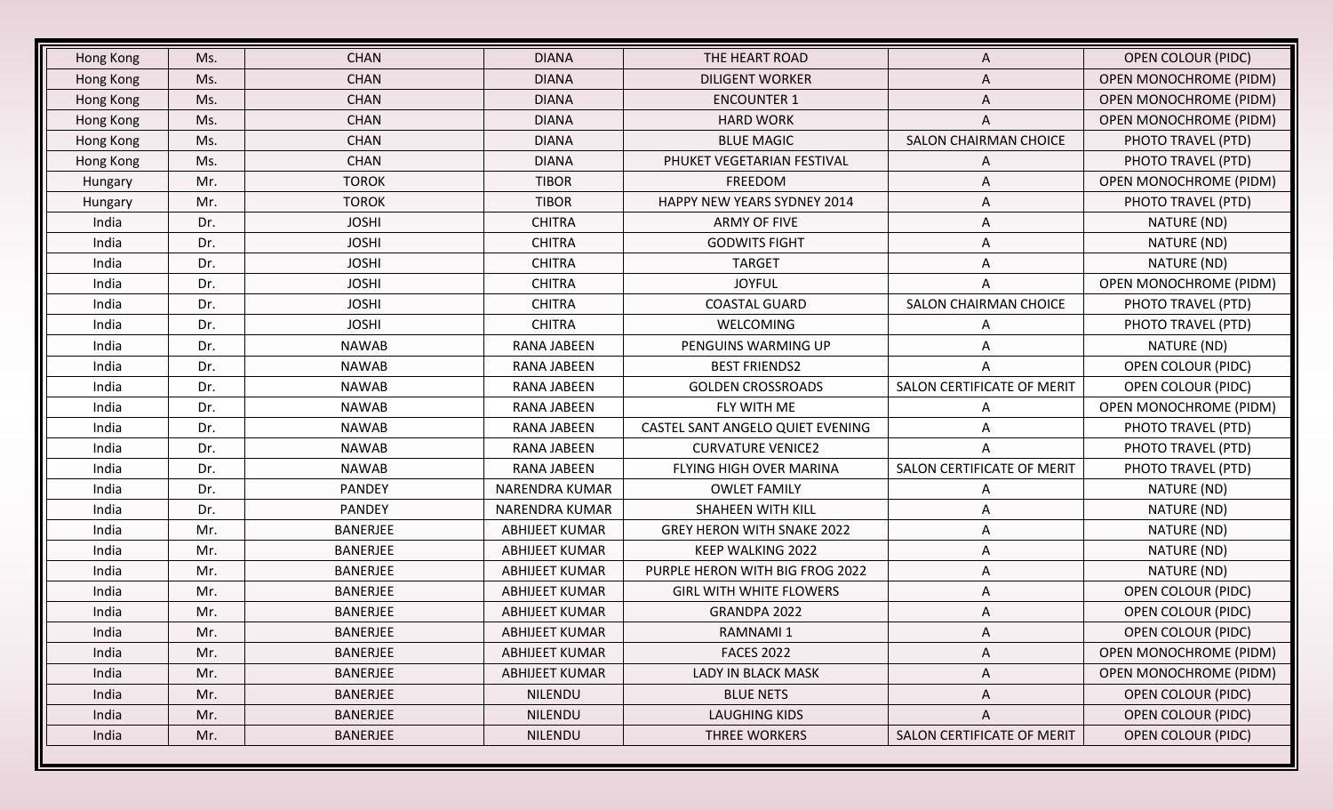| | | | | | | |
|---|---|---|---|---|---|---|
| Hong Kong | Ms. | CHAN | DIANA | THE HEART ROAD | A | OPEN COLOUR (PIDC) |
| Hong Kong | Ms. | CHAN | DIANA | DILIGENT WORKER | A | OPEN MONOCHROME (PIDM) |
| Hong Kong | Ms. | CHAN | DIANA | ENCOUNTER 1 | A | OPEN MONOCHROME (PIDM) |
| Hong Kong | Ms. | CHAN | DIANA | HARD WORK | A | OPEN MONOCHROME (PIDM) |
| Hong Kong | Ms. | CHAN | DIANA | BLUE MAGIC | SALON CHAIRMAN CHOICE | PHOTO TRAVEL (PTD) |
| Hong Kong | Ms. | CHAN | DIANA | PHUKET VEGETARIAN FESTIVAL | A | PHOTO TRAVEL (PTD) |
| Hungary | Mr. | TOROK | TIBOR | FREEDOM | A | OPEN MONOCHROME (PIDM) |
| Hungary | Mr. | TOROK | TIBOR | HAPPY NEW YEARS SYDNEY 2014 | A | PHOTO TRAVEL (PTD) |
| India | Dr. | JOSHI | CHITRA | ARMY OF FIVE | A | NATURE (ND) |
| India | Dr. | JOSHI | CHITRA | GODWITS FIGHT | A | NATURE (ND) |
| India | Dr. | JOSHI | CHITRA | TARGET | A | NATURE (ND) |
| India | Dr. | JOSHI | CHITRA | JOYFUL | A | OPEN MONOCHROME (PIDM) |
| India | Dr. | JOSHI | CHITRA | COASTAL GUARD | SALON CHAIRMAN CHOICE | PHOTO TRAVEL (PTD) |
| India | Dr. | JOSHI | CHITRA | WELCOMING | A | PHOTO TRAVEL (PTD) |
| India | Dr. | NAWAB | RANA JABEEN | PENGUINS WARMING UP | A | NATURE (ND) |
| India | Dr. | NAWAB | RANA JABEEN | BEST FRIENDS2 | A | OPEN COLOUR (PIDC) |
| India | Dr. | NAWAB | RANA JABEEN | GOLDEN CROSSROADS | SALON CERTIFICATE OF MERIT | OPEN COLOUR (PIDC) |
| India | Dr. | NAWAB | RANA JABEEN | FLY WITH ME | A | OPEN MONOCHROME (PIDM) |
| India | Dr. | NAWAB | RANA JABEEN | CASTEL SANT ANGELO QUIET EVENING | A | PHOTO TRAVEL (PTD) |
| India | Dr. | NAWAB | RANA JABEEN | CURVATURE VENICE2 | A | PHOTO TRAVEL (PTD) |
| India | Dr. | NAWAB | RANA JABEEN | FLYING HIGH OVER MARINA | SALON CERTIFICATE OF MERIT | PHOTO TRAVEL (PTD) |
| India | Dr. | PANDEY | NARENDRA KUMAR | OWLET FAMILY | A | NATURE (ND) |
| India | Dr. | PANDEY | NARENDRA KUMAR | SHAHEEN WITH KILL | A | NATURE (ND) |
| India | Mr. | BANERJEE | ABHIJEET KUMAR | GREY HERON WITH SNAKE 2022 | A | NATURE (ND) |
| India | Mr. | BANERJEE | ABHIJEET KUMAR | KEEP WALKING 2022 | A | NATURE (ND) |
| India | Mr. | BANERJEE | ABHIJEET KUMAR | PURPLE HERON WITH BIG FROG 2022 | A | NATURE (ND) |
| India | Mr. | BANERJEE | ABHIJEET KUMAR | GIRL WITH WHITE FLOWERS | A | OPEN COLOUR (PIDC) |
| India | Mr. | BANERJEE | ABHIJEET KUMAR | GRANDPA 2022 | A | OPEN COLOUR (PIDC) |
| India | Mr. | BANERJEE | ABHIJEET KUMAR | RAMNAMI 1 | A | OPEN COLOUR (PIDC) |
| India | Mr. | BANERJEE | ABHIJEET KUMAR | FACES 2022 | A | OPEN MONOCHROME (PIDM) |
| India | Mr. | BANERJEE | ABHIJEET KUMAR | LADY IN BLACK MASK | A | OPEN MONOCHROME (PIDM) |
| India | Mr. | BANERJEE | NILENDU | BLUE NETS | A | OPEN COLOUR (PIDC) |
| India | Mr. | BANERJEE | NILENDU | LAUGHING KIDS | A | OPEN COLOUR (PIDC) |
| India | Mr. | BANERJEE | NILENDU | THREE WORKERS | SALON CERTIFICATE OF MERIT | OPEN COLOUR (PIDC) |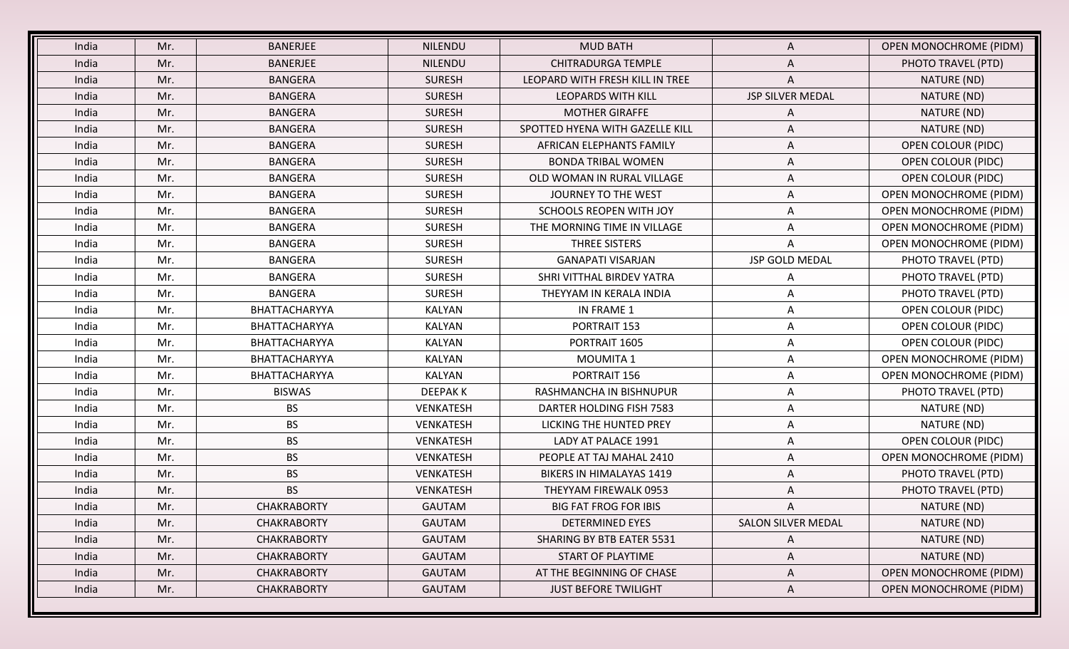| | | | | | | |
|---|---|---|---|---|---|---|
| India | Mr. | BANERJEE | NILENDU | MUD BATH | A | OPEN MONOCHROME (PIDM) |
| India | Mr. | BANERJEE | NILENDU | CHITRADURGA TEMPLE | A | PHOTO TRAVEL (PTD) |
| India | Mr. | BANGERA | SURESH | LEOPARD WITH FRESH KILL IN TREE | A | NATURE (ND) |
| India | Mr. | BANGERA | SURESH | LEOPARDS WITH KILL | JSP SILVER MEDAL | NATURE (ND) |
| India | Mr. | BANGERA | SURESH | MOTHER GIRAFFE | A | NATURE (ND) |
| India | Mr. | BANGERA | SURESH | SPOTTED HYENA WITH GAZELLE KILL | A | NATURE (ND) |
| India | Mr. | BANGERA | SURESH | AFRICAN ELEPHANTS FAMILY | A | OPEN COLOUR (PIDC) |
| India | Mr. | BANGERA | SURESH | BONDA TRIBAL WOMEN | A | OPEN COLOUR (PIDC) |
| India | Mr. | BANGERA | SURESH | OLD WOMAN IN RURAL VILLAGE | A | OPEN COLOUR (PIDC) |
| India | Mr. | BANGERA | SURESH | JOURNEY TO THE WEST | A | OPEN MONOCHROME (PIDM) |
| India | Mr. | BANGERA | SURESH | SCHOOLS REOPEN WITH JOY | A | OPEN MONOCHROME (PIDM) |
| India | Mr. | BANGERA | SURESH | THE MORNING TIME IN VILLAGE | A | OPEN MONOCHROME (PIDM) |
| India | Mr. | BANGERA | SURESH | THREE SISTERS | A | OPEN MONOCHROME (PIDM) |
| India | Mr. | BANGERA | SURESH | GANAPATI VISARJAN | JSP GOLD MEDAL | PHOTO TRAVEL (PTD) |
| India | Mr. | BANGERA | SURESH | SHRI VITTHAL BIRDEV YATRA | A | PHOTO TRAVEL (PTD) |
| India | Mr. | BANGERA | SURESH | THEYYAM IN KERALA INDIA | A | PHOTO TRAVEL (PTD) |
| India | Mr. | BHATTACHARYYA | KALYAN | IN FRAME 1 | A | OPEN COLOUR (PIDC) |
| India | Mr. | BHATTACHARYYA | KALYAN | PORTRAIT 153 | A | OPEN COLOUR (PIDC) |
| India | Mr. | BHATTACHARYYA | KALYAN | PORTRAIT 1605 | A | OPEN COLOUR (PIDC) |
| India | Mr. | BHATTACHARYYA | KALYAN | MOUMITA 1 | A | OPEN MONOCHROME (PIDM) |
| India | Mr. | BHATTACHARYYA | KALYAN | PORTRAIT 156 | A | OPEN MONOCHROME (PIDM) |
| India | Mr. | BISWAS | DEEPAK K | RASHMANCHA IN BISHNUPUR | A | PHOTO TRAVEL (PTD) |
| India | Mr. | BS | VENKATESH | DARTER HOLDING FISH 7583 | A | NATURE (ND) |
| India | Mr. | BS | VENKATESH | LICKING THE HUNTED PREY | A | NATURE (ND) |
| India | Mr. | BS | VENKATESH | LADY AT PALACE 1991 | A | OPEN COLOUR (PIDC) |
| India | Mr. | BS | VENKATESH | PEOPLE AT TAJ MAHAL 2410 | A | OPEN MONOCHROME (PIDM) |
| India | Mr. | BS | VENKATESH | BIKERS IN HIMALAYAS 1419 | A | PHOTO TRAVEL (PTD) |
| India | Mr. | BS | VENKATESH | THEYYAM FIREWALK 0953 | A | PHOTO TRAVEL (PTD) |
| India | Mr. | CHAKRABORTY | GAUTAM | BIG FAT FROG FOR IBIS | A | NATURE (ND) |
| India | Mr. | CHAKRABORTY | GAUTAM | DETERMINED EYES | SALON SILVER MEDAL | NATURE (ND) |
| India | Mr. | CHAKRABORTY | GAUTAM | SHARING BY BTB EATER 5531 | A | NATURE (ND) |
| India | Mr. | CHAKRABORTY | GAUTAM | START OF PLAYTIME | A | NATURE (ND) |
| India | Mr. | CHAKRABORTY | GAUTAM | AT THE BEGINNING OF CHASE | A | OPEN MONOCHROME (PIDM) |
| India | Mr. | CHAKRABORTY | GAUTAM | JUST BEFORE TWILIGHT | A | OPEN MONOCHROME (PIDM) |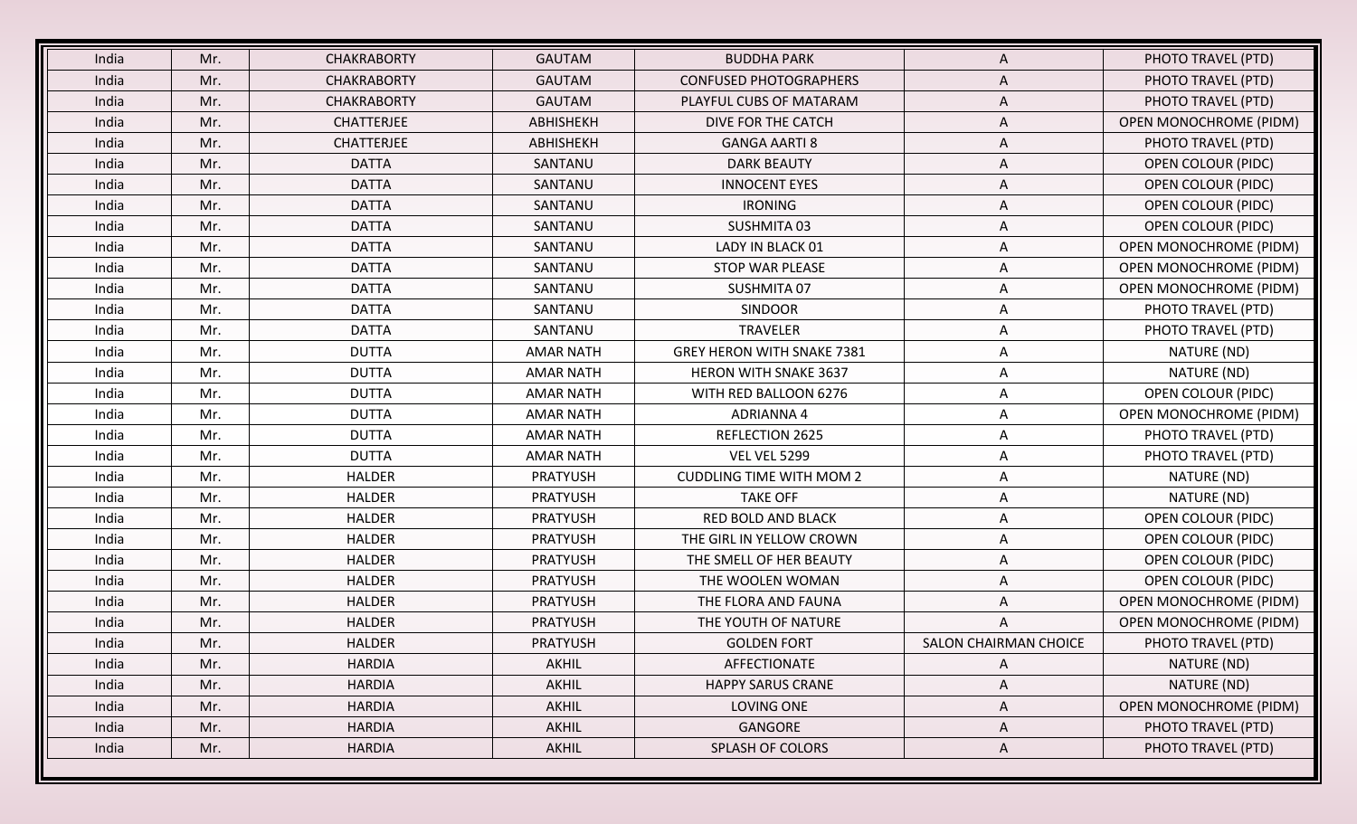| | | | | | | |
|---|---|---|---|---|---|---|
| India | Mr. | CHAKRABORTY | GAUTAM | BUDDHA PARK | A | PHOTO TRAVEL (PTD) |
| India | Mr. | CHAKRABORTY | GAUTAM | CONFUSED PHOTOGRAPHERS | A | PHOTO TRAVEL (PTD) |
| India | Mr. | CHAKRABORTY | GAUTAM | PLAYFUL CUBS OF MATARAM | A | PHOTO TRAVEL (PTD) |
| India | Mr. | CHATTERJEE | ABHISHEKH | DIVE FOR THE CATCH | A | OPEN MONOCHROME (PIDM) |
| India | Mr. | CHATTERJEE | ABHISHEKH | GANGA AARTI 8 | A | PHOTO TRAVEL (PTD) |
| India | Mr. | DATTA | SANTANU | DARK BEAUTY | A | OPEN COLOUR (PIDC) |
| India | Mr. | DATTA | SANTANU | INNOCENT EYES | A | OPEN COLOUR (PIDC) |
| India | Mr. | DATTA | SANTANU | IRONING | A | OPEN COLOUR (PIDC) |
| India | Mr. | DATTA | SANTANU | SUSHMITA 03 | A | OPEN COLOUR (PIDC) |
| India | Mr. | DATTA | SANTANU | LADY IN BLACK 01 | A | OPEN MONOCHROME (PIDM) |
| India | Mr. | DATTA | SANTANU | STOP WAR PLEASE | A | OPEN MONOCHROME (PIDM) |
| India | Mr. | DATTA | SANTANU | SUSHMITA 07 | A | OPEN MONOCHROME (PIDM) |
| India | Mr. | DATTA | SANTANU | SINDOOR | A | PHOTO TRAVEL (PTD) |
| India | Mr. | DATTA | SANTANU | TRAVELER | A | PHOTO TRAVEL (PTD) |
| India | Mr. | DUTTA | AMAR NATH | GREY HERON WITH SNAKE 7381 | A | NATURE (ND) |
| India | Mr. | DUTTA | AMAR NATH | HERON WITH SNAKE 3637 | A | NATURE (ND) |
| India | Mr. | DUTTA | AMAR NATH | WITH RED BALLOON 6276 | A | OPEN COLOUR (PIDC) |
| India | Mr. | DUTTA | AMAR NATH | ADRIANNA 4 | A | OPEN MONOCHROME (PIDM) |
| India | Mr. | DUTTA | AMAR NATH | REFLECTION 2625 | A | PHOTO TRAVEL (PTD) |
| India | Mr. | DUTTA | AMAR NATH | VEL VEL 5299 | A | PHOTO TRAVEL (PTD) |
| India | Mr. | HALDER | PRATYUSH | CUDDLING TIME WITH MOM 2 | A | NATURE (ND) |
| India | Mr. | HALDER | PRATYUSH | TAKE OFF | A | NATURE (ND) |
| India | Mr. | HALDER | PRATYUSH | RED BOLD AND BLACK | A | OPEN COLOUR (PIDC) |
| India | Mr. | HALDER | PRATYUSH | THE GIRL IN YELLOW CROWN | A | OPEN COLOUR (PIDC) |
| India | Mr. | HALDER | PRATYUSH | THE SMELL OF HER BEAUTY | A | OPEN COLOUR (PIDC) |
| India | Mr. | HALDER | PRATYUSH | THE WOOLEN WOMAN | A | OPEN COLOUR (PIDC) |
| India | Mr. | HALDER | PRATYUSH | THE FLORA AND FAUNA | A | OPEN MONOCHROME (PIDM) |
| India | Mr. | HALDER | PRATYUSH | THE YOUTH OF NATURE | A | OPEN MONOCHROME (PIDM) |
| India | Mr. | HALDER | PRATYUSH | GOLDEN FORT | SALON CHAIRMAN CHOICE | PHOTO TRAVEL (PTD) |
| India | Mr. | HARDIA | AKHIL | AFFECTIONATE | A | NATURE (ND) |
| India | Mr. | HARDIA | AKHIL | HAPPY SARUS CRANE | A | NATURE (ND) |
| India | Mr. | HARDIA | AKHIL | LOVING ONE | A | OPEN MONOCHROME (PIDM) |
| India | Mr. | HARDIA | AKHIL | GANGORE | A | PHOTO TRAVEL (PTD) |
| India | Mr. | HARDIA | AKHIL | SPLASH OF COLORS | A | PHOTO TRAVEL (PTD) |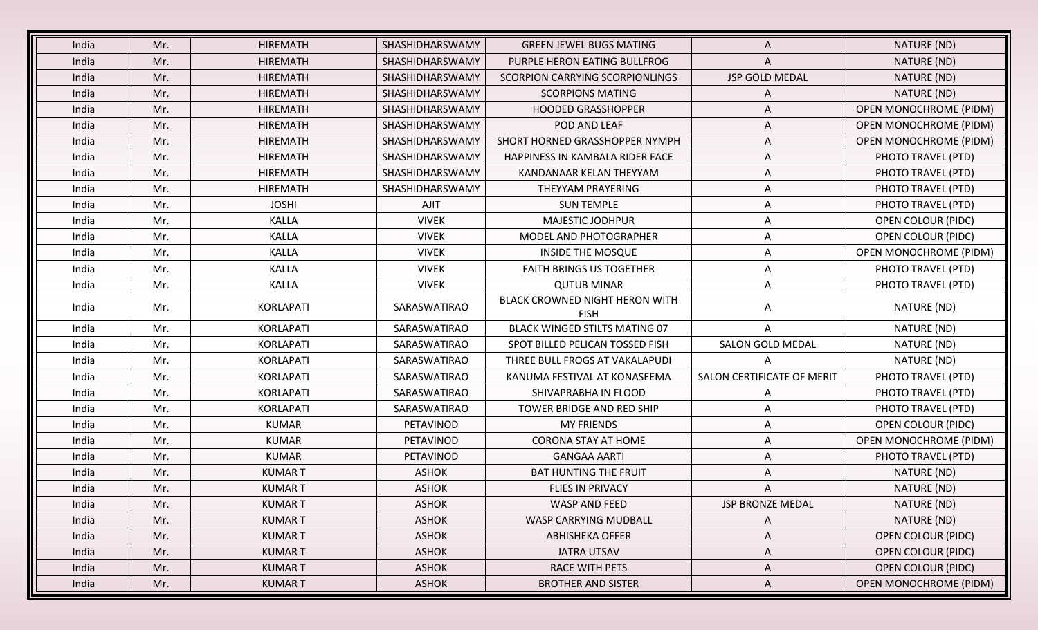| | | | | | | |
|---|---|---|---|---|---|---|
| India | Mr. | HIREMATH | SHASHIDHARSWAMY | GREEN JEWEL BUGS MATING | A | NATURE (ND) |
| India | Mr. | HIREMATH | SHASHIDHARSWAMY | PURPLE HERON EATING BULLFROG | A | NATURE (ND) |
| India | Mr. | HIREMATH | SHASHIDHARSWAMY | SCORPION CARRYING SCORPIONLINGS | JSP GOLD MEDAL | NATURE (ND) |
| India | Mr. | HIREMATH | SHASHIDHARSWAMY | SCORPIONS MATING | A | NATURE (ND) |
| India | Mr. | HIREMATH | SHASHIDHARSWAMY | HOODED GRASSHOPPER | A | OPEN MONOCHROME (PIDM) |
| India | Mr. | HIREMATH | SHASHIDHARSWAMY | POD AND LEAF | A | OPEN MONOCHROME (PIDM) |
| India | Mr. | HIREMATH | SHASHIDHARSWAMY | SHORT HORNED GRASSHOPPER NYMPH | A | OPEN MONOCHROME (PIDM) |
| India | Mr. | HIREMATH | SHASHIDHARSWAMY | HAPPINESS IN KAMBALA RIDER FACE | A | PHOTO TRAVEL (PTD) |
| India | Mr. | HIREMATH | SHASHIDHARSWAMY | KANDANAAR KELAN THEYYAM | A | PHOTO TRAVEL (PTD) |
| India | Mr. | HIREMATH | SHASHIDHARSWAMY | THEYYAM PRAYERING | A | PHOTO TRAVEL (PTD) |
| India | Mr. | JOSHI | AJIT | SUN TEMPLE | A | PHOTO TRAVEL (PTD) |
| India | Mr. | KALLA | VIVEK | MAJESTIC JODHPUR | A | OPEN COLOUR (PIDC) |
| India | Mr. | KALLA | VIVEK | MODEL AND PHOTOGRAPHER | A | OPEN COLOUR (PIDC) |
| India | Mr. | KALLA | VIVEK | INSIDE THE MOSQUE | A | OPEN MONOCHROME (PIDM) |
| India | Mr. | KALLA | VIVEK | FAITH BRINGS US TOGETHER | A | PHOTO TRAVEL (PTD) |
| India | Mr. | KALLA | VIVEK | QUTUB MINAR | A | PHOTO TRAVEL (PTD) |
| India | Mr. | KORLAPATI | SARASWATIRAO | BLACK CROWNED NIGHT HERON WITH FISH | A | NATURE (ND) |
| India | Mr. | KORLAPATI | SARASWATIRAO | BLACK WINGED STILTS MATING 07 | A | NATURE (ND) |
| India | Mr. | KORLAPATI | SARASWATIRAO | SPOT BILLED PELICAN TOSSED FISH | SALON GOLD MEDAL | NATURE (ND) |
| India | Mr. | KORLAPATI | SARASWATIRAO | THREE BULL FROGS AT VAKALAPUDI | A | NATURE (ND) |
| India | Mr. | KORLAPATI | SARASWATIRAO | KANUMA FESTIVAL AT KONASEEMA | SALON CERTIFICATE OF MERIT | PHOTO TRAVEL (PTD) |
| India | Mr. | KORLAPATI | SARASWATIRAO | SHIVAPRABHA IN FLOOD | A | PHOTO TRAVEL (PTD) |
| India | Mr. | KORLAPATI | SARASWATIRAO | TOWER BRIDGE AND RED SHIP | A | PHOTO TRAVEL (PTD) |
| India | Mr. | KUMAR | PETAVINOD | MY FRIENDS | A | OPEN COLOUR (PIDC) |
| India | Mr. | KUMAR | PETAVINOD | CORONA STAY AT HOME | A | OPEN MONOCHROME (PIDM) |
| India | Mr. | KUMAR | PETAVINOD | GANGAA AARTI | A | PHOTO TRAVEL (PTD) |
| India | Mr. | KUMAR T | ASHOK | BAT HUNTING THE FRUIT | A | NATURE (ND) |
| India | Mr. | KUMAR T | ASHOK | FLIES IN PRIVACY | A | NATURE (ND) |
| India | Mr. | KUMAR T | ASHOK | WASP AND FEED | JSP BRONZE MEDAL | NATURE (ND) |
| India | Mr. | KUMAR T | ASHOK | WASP CARRYING MUDBALL | A | NATURE (ND) |
| India | Mr. | KUMAR T | ASHOK | ABHISHEKA OFFER | A | OPEN COLOUR (PIDC) |
| India | Mr. | KUMAR T | ASHOK | JATRA UTSAV | A | OPEN COLOUR (PIDC) |
| India | Mr. | KUMAR T | ASHOK | RACE WITH PETS | A | OPEN COLOUR (PIDC) |
| India | Mr. | KUMAR T | ASHOK | BROTHER AND SISTER | A | OPEN MONOCHROME (PIDM) |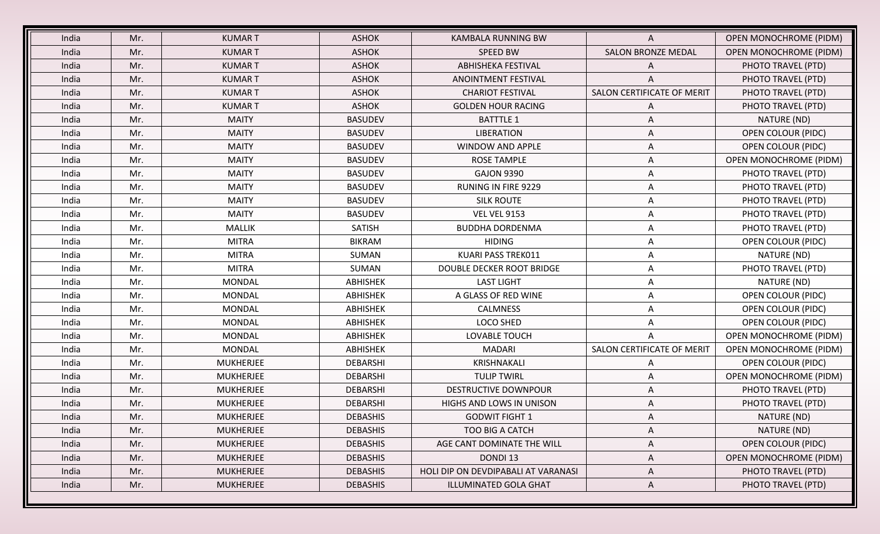| | | | | | | |
|---|---|---|---|---|---|---|
| India | Mr. | KUMAR T | ASHOK | KAMBALA RUNNING BW | A | OPEN MONOCHROME (PIDM) |
| India | Mr. | KUMAR T | ASHOK | SPEED BW | SALON BRONZE MEDAL | OPEN MONOCHROME (PIDM) |
| India | Mr. | KUMAR T | ASHOK | ABHISHEKA FESTIVAL | A | PHOTO TRAVEL (PTD) |
| India | Mr. | KUMAR T | ASHOK | ANOINTMENT FESTIVAL | A | PHOTO TRAVEL (PTD) |
| India | Mr. | KUMAR T | ASHOK | CHARIOT FESTIVAL | SALON CERTIFICATE OF MERIT | PHOTO TRAVEL (PTD) |
| India | Mr. | KUMAR T | ASHOK | GOLDEN HOUR RACING | A | PHOTO TRAVEL (PTD) |
| India | Mr. | MAITY | BASUDEV | BATTTLE 1 | A | NATURE (ND) |
| India | Mr. | MAITY | BASUDEV | LIBERATION | A | OPEN COLOUR (PIDC) |
| India | Mr. | MAITY | BASUDEV | WINDOW AND APPLE | A | OPEN COLOUR (PIDC) |
| India | Mr. | MAITY | BASUDEV | ROSE TAMPLE | A | OPEN MONOCHROME (PIDM) |
| India | Mr. | MAITY | BASUDEV | GAJON 9390 | A | PHOTO TRAVEL (PTD) |
| India | Mr. | MAITY | BASUDEV | RUNING IN FIRE 9229 | A | PHOTO TRAVEL (PTD) |
| India | Mr. | MAITY | BASUDEV | SILK ROUTE | A | PHOTO TRAVEL (PTD) |
| India | Mr. | MAITY | BASUDEV | VEL VEL 9153 | A | PHOTO TRAVEL (PTD) |
| India | Mr. | MALLIK | SATISH | BUDDHA DORDENMA | A | PHOTO TRAVEL (PTD) |
| India | Mr. | MITRA | BIKRAM | HIDING | A | OPEN COLOUR (PIDC) |
| India | Mr. | MITRA | SUMAN | KUARI PASS TREK011 | A | NATURE (ND) |
| India | Mr. | MITRA | SUMAN | DOUBLE DECKER ROOT BRIDGE | A | PHOTO TRAVEL (PTD) |
| India | Mr. | MONDAL | ABHISHEK | LAST LIGHT | A | NATURE (ND) |
| India | Mr. | MONDAL | ABHISHEK | A GLASS OF RED WINE | A | OPEN COLOUR (PIDC) |
| India | Mr. | MONDAL | ABHISHEK | CALMNESS | A | OPEN COLOUR (PIDC) |
| India | Mr. | MONDAL | ABHISHEK | LOCO SHED | A | OPEN COLOUR (PIDC) |
| India | Mr. | MONDAL | ABHISHEK | LOVABLE TOUCH | A | OPEN MONOCHROME (PIDM) |
| India | Mr. | MONDAL | ABHISHEK | MADARI | SALON CERTIFICATE OF MERIT | OPEN MONOCHROME (PIDM) |
| India | Mr. | MUKHERJEE | DEBARSHI | KRISHNAKALI | A | OPEN COLOUR (PIDC) |
| India | Mr. | MUKHERJEE | DEBARSHI | TULIP TWIRL | A | OPEN MONOCHROME (PIDM) |
| India | Mr. | MUKHERJEE | DEBARSHI | DESTRUCTIVE DOWNPOUR | A | PHOTO TRAVEL (PTD) |
| India | Mr. | MUKHERJEE | DEBARSHI | HIGHS AND LOWS IN UNISON | A | PHOTO TRAVEL (PTD) |
| India | Mr. | MUKHERJEE | DEBASHIS | GODWIT FIGHT 1 | A | NATURE (ND) |
| India | Mr. | MUKHERJEE | DEBASHIS | TOO BIG A CATCH | A | NATURE (ND) |
| India | Mr. | MUKHERJEE | DEBASHIS | AGE CANT DOMINATE THE WILL | A | OPEN COLOUR (PIDC) |
| India | Mr. | MUKHERJEE | DEBASHIS | DONDI 13 | A | OPEN MONOCHROME (PIDM) |
| India | Mr. | MUKHERJEE | DEBASHIS | HOLI DIP ON DEVDIPABALI AT VARANASI | A | PHOTO TRAVEL (PTD) |
| India | Mr. | MUKHERJEE | DEBASHIS | ILLUMINATED GOLA GHAT | A | PHOTO TRAVEL (PTD) |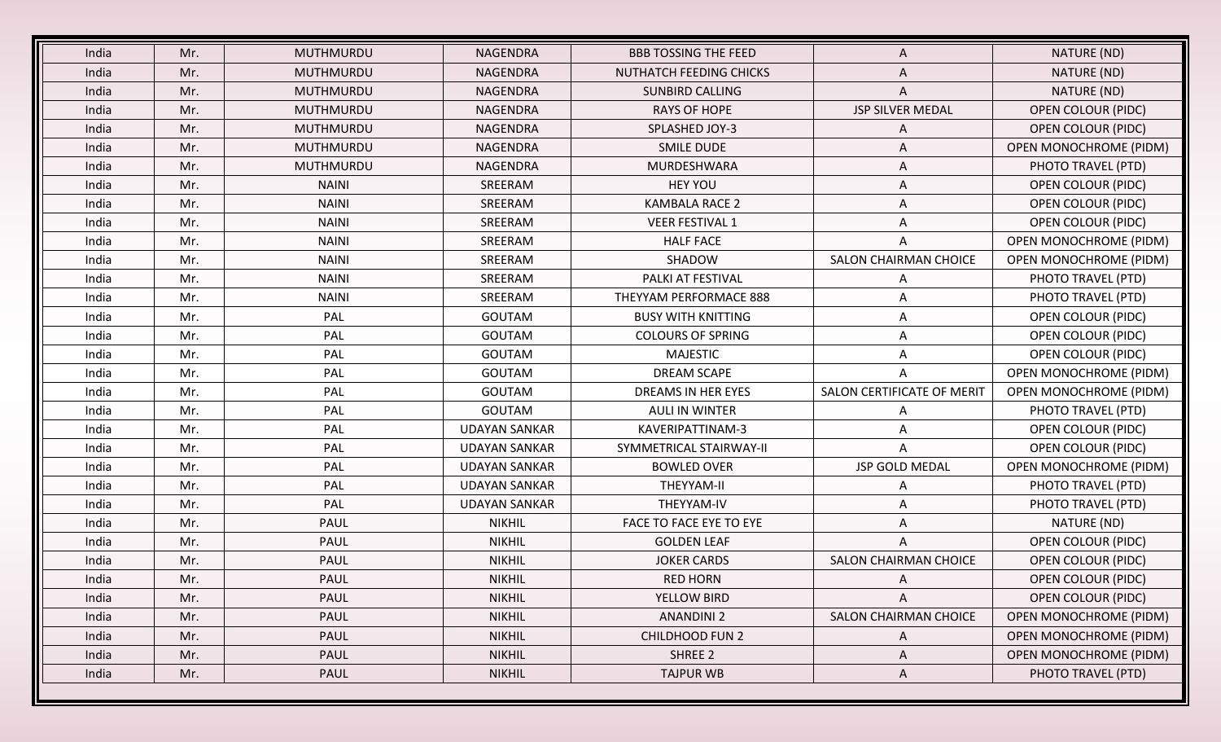| | | | | | | |
|---|---|---|---|---|---|---|
| India | Mr. | MUTHMURDU | NAGENDRA | BBB TOSSING THE FEED | A | NATURE (ND) |
| India | Mr. | MUTHMURDU | NAGENDRA | NUTHATCH FEEDING CHICKS | A | NATURE (ND) |
| India | Mr. | MUTHMURDU | NAGENDRA | SUNBIRD CALLING | A | NATURE (ND) |
| India | Mr. | MUTHMURDU | NAGENDRA | RAYS OF HOPE | JSP SILVER MEDAL | OPEN COLOUR (PIDC) |
| India | Mr. | MUTHMURDU | NAGENDRA | SPLASHED JOY-3 | A | OPEN COLOUR (PIDC) |
| India | Mr. | MUTHMURDU | NAGENDRA | SMILE DUDE | A | OPEN MONOCHROME (PIDM) |
| India | Mr. | MUTHMURDU | NAGENDRA | MURDESHWARA | A | PHOTO TRAVEL (PTD) |
| India | Mr. | NAINI | SREERAM | HEY YOU | A | OPEN COLOUR (PIDC) |
| India | Mr. | NAINI | SREERAM | KAMBALA RACE 2 | A | OPEN COLOUR (PIDC) |
| India | Mr. | NAINI | SREERAM | VEER FESTIVAL 1 | A | OPEN COLOUR (PIDC) |
| India | Mr. | NAINI | SREERAM | HALF FACE | A | OPEN MONOCHROME (PIDM) |
| India | Mr. | NAINI | SREERAM | SHADOW | SALON CHAIRMAN CHOICE | OPEN MONOCHROME (PIDM) |
| India | Mr. | NAINI | SREERAM | PALKI AT FESTIVAL | A | PHOTO TRAVEL (PTD) |
| India | Mr. | NAINI | SREERAM | THEYYAM PERFORMACE 888 | A | PHOTO TRAVEL (PTD) |
| India | Mr. | PAL | GOUTAM | BUSY WITH KNITTING | A | OPEN COLOUR (PIDC) |
| India | Mr. | PAL | GOUTAM | COLOURS OF SPRING | A | OPEN COLOUR (PIDC) |
| India | Mr. | PAL | GOUTAM | MAJESTIC | A | OPEN COLOUR (PIDC) |
| India | Mr. | PAL | GOUTAM | DREAM SCAPE | A | OPEN MONOCHROME (PIDM) |
| India | Mr. | PAL | GOUTAM | DREAMS IN HER EYES | SALON CERTIFICATE OF MERIT | OPEN MONOCHROME (PIDM) |
| India | Mr. | PAL | GOUTAM | AULI IN WINTER | A | PHOTO TRAVEL (PTD) |
| India | Mr. | PAL | UDAYAN SANKAR | KAVERIPATTINAM-3 | A | OPEN COLOUR (PIDC) |
| India | Mr. | PAL | UDAYAN SANKAR | SYMMETRICAL STAIRWAY-II | A | OPEN COLOUR (PIDC) |
| India | Mr. | PAL | UDAYAN SANKAR | BOWLED OVER | JSP GOLD MEDAL | OPEN MONOCHROME (PIDM) |
| India | Mr. | PAL | UDAYAN SANKAR | THEYYAM-II | A | PHOTO TRAVEL (PTD) |
| India | Mr. | PAL | UDAYAN SANKAR | THEYYAM-IV | A | PHOTO TRAVEL (PTD) |
| India | Mr. | PAUL | NIKHIL | FACE TO FACE EYE TO EYE | A | NATURE (ND) |
| India | Mr. | PAUL | NIKHIL | GOLDEN LEAF | A | OPEN COLOUR (PIDC) |
| India | Mr. | PAUL | NIKHIL | JOKER CARDS | SALON CHAIRMAN CHOICE | OPEN COLOUR (PIDC) |
| India | Mr. | PAUL | NIKHIL | RED HORN | A | OPEN COLOUR (PIDC) |
| India | Mr. | PAUL | NIKHIL | YELLOW BIRD | A | OPEN COLOUR (PIDC) |
| India | Mr. | PAUL | NIKHIL | ANANDINI 2 | SALON CHAIRMAN CHOICE | OPEN MONOCHROME (PIDM) |
| India | Mr. | PAUL | NIKHIL | CHILDHOOD FUN 2 | A | OPEN MONOCHROME (PIDM) |
| India | Mr. | PAUL | NIKHIL | SHREE 2 | A | OPEN MONOCHROME (PIDM) |
| India | Mr. | PAUL | NIKHIL | TAJPUR WB | A | PHOTO TRAVEL (PTD) |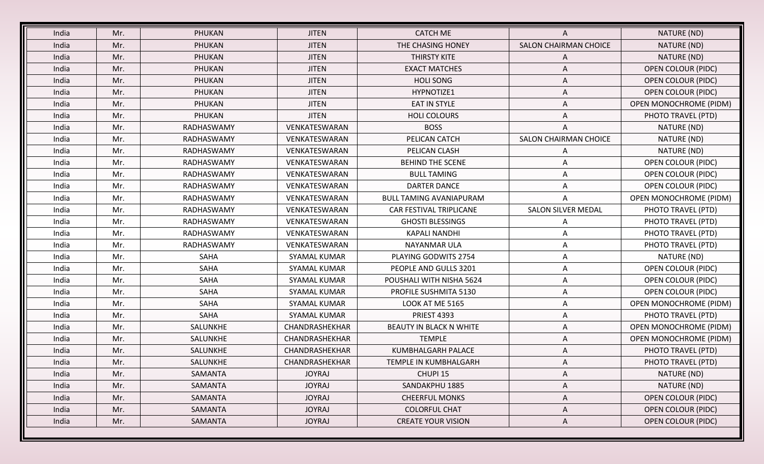| | | | | | | |
|---|---|---|---|---|---|---|
| India | Mr. | PHUKAN | JITEN | CATCH ME | A | NATURE (ND) |
| India | Mr. | PHUKAN | JITEN | THE CHASING HONEY | SALON CHAIRMAN CHOICE | NATURE (ND) |
| India | Mr. | PHUKAN | JITEN | THIRSTY KITE | A | NATURE (ND) |
| India | Mr. | PHUKAN | JITEN | EXACT MATCHES | A | OPEN COLOUR (PIDC) |
| India | Mr. | PHUKAN | JITEN | HOLI SONG | A | OPEN COLOUR (PIDC) |
| India | Mr. | PHUKAN | JITEN | HYPNOTIZE1 | A | OPEN COLOUR (PIDC) |
| India | Mr. | PHUKAN | JITEN | EAT IN STYLE | A | OPEN MONOCHROME (PIDM) |
| India | Mr. | PHUKAN | JITEN | HOLI COLOURS | A | PHOTO TRAVEL (PTD) |
| India | Mr. | RADHASWAMY | VENKATESWARAN | BOSS | A | NATURE (ND) |
| India | Mr. | RADHASWAMY | VENKATESWARAN | PELICAN CATCH | SALON CHAIRMAN CHOICE | NATURE (ND) |
| India | Mr. | RADHASWAMY | VENKATESWARAN | PELICAN CLASH | A | NATURE (ND) |
| India | Mr. | RADHASWAMY | VENKATESWARAN | BEHIND THE SCENE | A | OPEN COLOUR (PIDC) |
| India | Mr. | RADHASWAMY | VENKATESWARAN | BULL TAMING | A | OPEN COLOUR (PIDC) |
| India | Mr. | RADHASWAMY | VENKATESWARAN | DARTER DANCE | A | OPEN COLOUR (PIDC) |
| India | Mr. | RADHASWAMY | VENKATESWARAN | BULL TAMING AVANIAPURAM | A | OPEN MONOCHROME (PIDM) |
| India | Mr. | RADHASWAMY | VENKATESWARAN | CAR FESTIVAL TRIPLICANE | SALON SILVER MEDAL | PHOTO TRAVEL (PTD) |
| India | Mr. | RADHASWAMY | VENKATESWARAN | GHOSTI BLESSINGS | A | PHOTO TRAVEL (PTD) |
| India | Mr. | RADHASWAMY | VENKATESWARAN | KAPALI NANDHI | A | PHOTO TRAVEL (PTD) |
| India | Mr. | RADHASWAMY | VENKATESWARAN | NAYANMAR ULA | A | PHOTO TRAVEL (PTD) |
| India | Mr. | SAHA | SYAMAL KUMAR | PLAYING GODWITS 2754 | A | NATURE (ND) |
| India | Mr. | SAHA | SYAMAL KUMAR | PEOPLE AND GULLS 3201 | A | OPEN COLOUR (PIDC) |
| India | Mr. | SAHA | SYAMAL KUMAR | POUSHALI WITH NISHA 5624 | A | OPEN COLOUR (PIDC) |
| India | Mr. | SAHA | SYAMAL KUMAR | PROFILE SUSHMITA 5130 | A | OPEN COLOUR (PIDC) |
| India | Mr. | SAHA | SYAMAL KUMAR | LOOK AT ME 5165 | A | OPEN MONOCHROME (PIDM) |
| India | Mr. | SAHA | SYAMAL KUMAR | PRIEST 4393 | A | PHOTO TRAVEL (PTD) |
| India | Mr. | SALUNKHE | CHANDRASHEKHAR | BEAUTY IN BLACK N WHITE | A | OPEN MONOCHROME (PIDM) |
| India | Mr. | SALUNKHE | CHANDRASHEKHAR | TEMPLE | A | OPEN MONOCHROME (PIDM) |
| India | Mr. | SALUNKHE | CHANDRASHEKHAR | KUMBHALGARH PALACE | A | PHOTO TRAVEL (PTD) |
| India | Mr. | SALUNKHE | CHANDRASHEKHAR | TEMPLE IN KUMBHALGARH | A | PHOTO TRAVEL (PTD) |
| India | Mr. | SAMANTA | JOYRAJ | CHUPI 15 | A | NATURE (ND) |
| India | Mr. | SAMANTA | JOYRAJ | SANDAKPHU 1885 | A | NATURE (ND) |
| India | Mr. | SAMANTA | JOYRAJ | CHEERFUL MONKS | A | OPEN COLOUR (PIDC) |
| India | Mr. | SAMANTA | JOYRAJ | COLORFUL CHAT | A | OPEN COLOUR (PIDC) |
| India | Mr. | SAMANTA | JOYRAJ | CREATE YOUR VISION | A | OPEN COLOUR (PIDC) |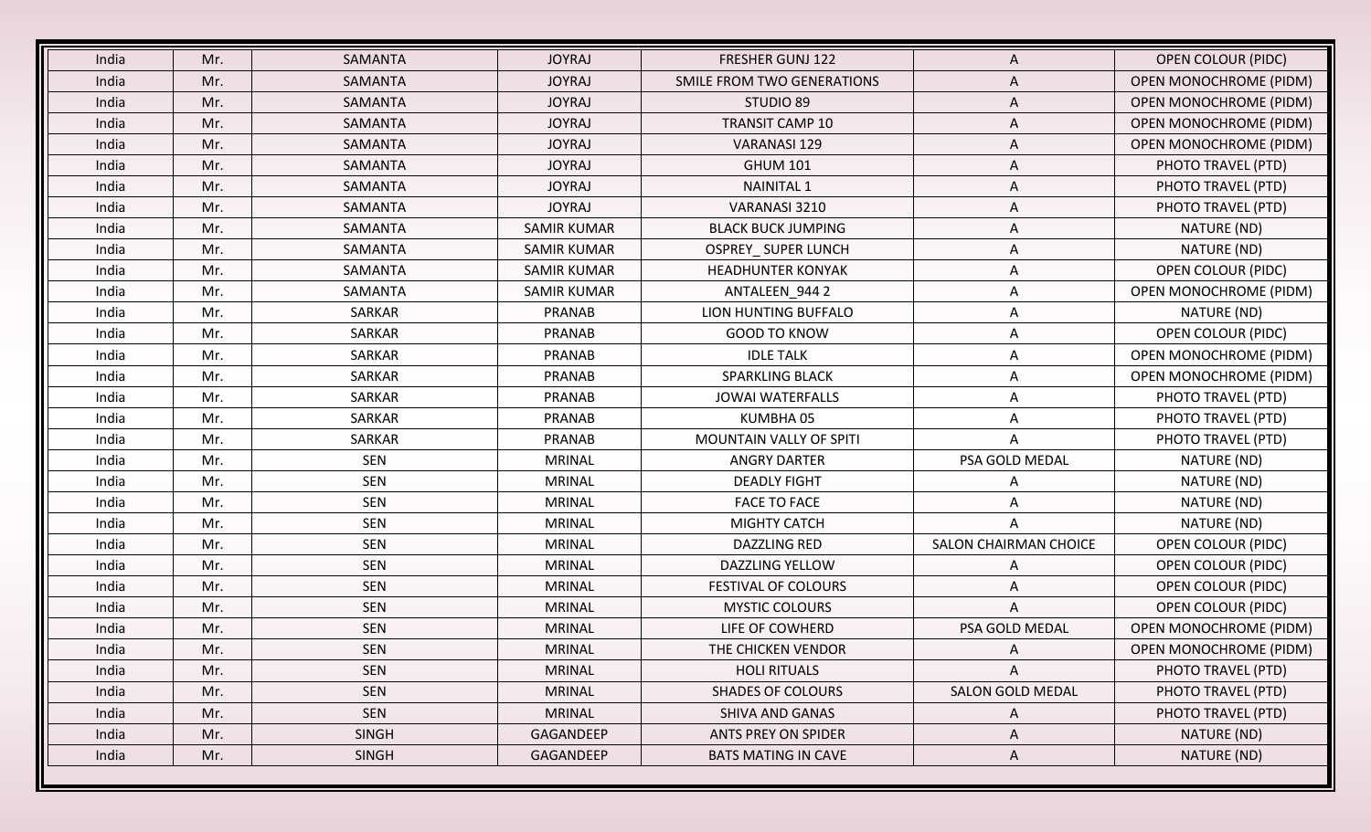| | | | | | | |
|---|---|---|---|---|---|---|
| India | Mr. | SAMANTA | JOYRAJ | FRESHER GUNJ 122 | A | OPEN COLOUR (PIDC) |
| India | Mr. | SAMANTA | JOYRAJ | SMILE FROM TWO GENERATIONS | A | OPEN MONOCHROME (PIDM) |
| India | Mr. | SAMANTA | JOYRAJ | STUDIO 89 | A | OPEN MONOCHROME (PIDM) |
| India | Mr. | SAMANTA | JOYRAJ | TRANSIT CAMP 10 | A | OPEN MONOCHROME (PIDM) |
| India | Mr. | SAMANTA | JOYRAJ | VARANASI 129 | A | OPEN MONOCHROME (PIDM) |
| India | Mr. | SAMANTA | JOYRAJ | GHUM 101 | A | PHOTO TRAVEL (PTD) |
| India | Mr. | SAMANTA | JOYRAJ | NAINITAL 1 | A | PHOTO TRAVEL (PTD) |
| India | Mr. | SAMANTA | JOYRAJ | VARANASI 3210 | A | PHOTO TRAVEL (PTD) |
| India | Mr. | SAMANTA | SAMIR KUMAR | BLACK BUCK JUMPING | A | NATURE (ND) |
| India | Mr. | SAMANTA | SAMIR KUMAR | OSPREY_ SUPER LUNCH | A | NATURE (ND) |
| India | Mr. | SAMANTA | SAMIR KUMAR | HEADHUNTER KONYAK | A | OPEN COLOUR (PIDC) |
| India | Mr. | SAMANTA | SAMIR KUMAR | ANTALEEN_944 2 | A | OPEN MONOCHROME (PIDM) |
| India | Mr. | SARKAR | PRANAB | LION HUNTING BUFFALO | A | NATURE (ND) |
| India | Mr. | SARKAR | PRANAB | GOOD TO KNOW | A | OPEN COLOUR (PIDC) |
| India | Mr. | SARKAR | PRANAB | IDLE TALK | A | OPEN MONOCHROME (PIDM) |
| India | Mr. | SARKAR | PRANAB | SPARKLING BLACK | A | OPEN MONOCHROME (PIDM) |
| India | Mr. | SARKAR | PRANAB | JOWAI WATERFALLS | A | PHOTO TRAVEL (PTD) |
| India | Mr. | SARKAR | PRANAB | KUMBHA 05 | A | PHOTO TRAVEL (PTD) |
| India | Mr. | SARKAR | PRANAB | MOUNTAIN VALLY OF SPITI | A | PHOTO TRAVEL (PTD) |
| India | Mr. | SEN | MRINAL | ANGRY DARTER | PSA GOLD MEDAL | NATURE (ND) |
| India | Mr. | SEN | MRINAL | DEADLY FIGHT | A | NATURE (ND) |
| India | Mr. | SEN | MRINAL | FACE TO FACE | A | NATURE (ND) |
| India | Mr. | SEN | MRINAL | MIGHTY CATCH | A | NATURE (ND) |
| India | Mr. | SEN | MRINAL | DAZZLING RED | SALON CHAIRMAN CHOICE | OPEN COLOUR (PIDC) |
| India | Mr. | SEN | MRINAL | DAZZLING YELLOW | A | OPEN COLOUR (PIDC) |
| India | Mr. | SEN | MRINAL | FESTIVAL OF COLOURS | A | OPEN COLOUR (PIDC) |
| India | Mr. | SEN | MRINAL | MYSTIC COLOURS | A | OPEN COLOUR (PIDC) |
| India | Mr. | SEN | MRINAL | LIFE OF COWHERD | PSA GOLD MEDAL | OPEN MONOCHROME (PIDM) |
| India | Mr. | SEN | MRINAL | THE CHICKEN VENDOR | A | OPEN MONOCHROME (PIDM) |
| India | Mr. | SEN | MRINAL | HOLI RITUALS | A | PHOTO TRAVEL (PTD) |
| India | Mr. | SEN | MRINAL | SHADES OF COLOURS | SALON GOLD MEDAL | PHOTO TRAVEL (PTD) |
| India | Mr. | SEN | MRINAL | SHIVA AND GANAS | A | PHOTO TRAVEL (PTD) |
| India | Mr. | SINGH | GAGANDEEP | ANTS PREY ON SPIDER | A | NATURE (ND) |
| India | Mr. | SINGH | GAGANDEEP | BATS MATING IN CAVE | A | NATURE (ND) |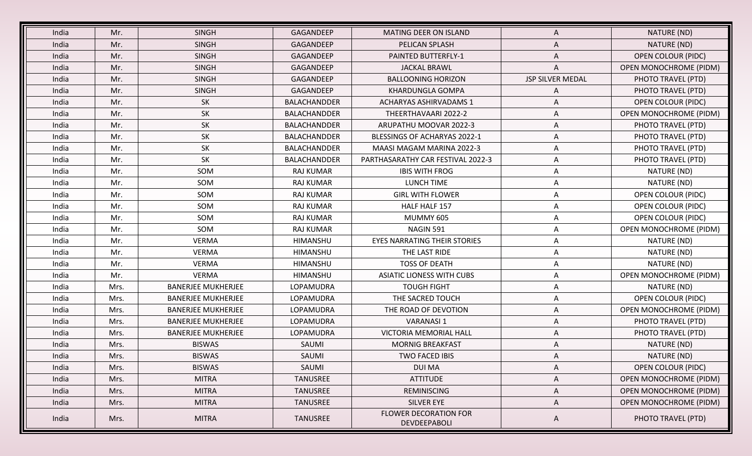| | | | | | | |
|---|---|---|---|---|---|---|
| India | Mr. | SINGH | GAGANDEEP | MATING DEER ON ISLAND | A | NATURE (ND) |
| India | Mr. | SINGH | GAGANDEEP | PELICAN SPLASH | A | NATURE (ND) |
| India | Mr. | SINGH | GAGANDEEP | PAINTED BUTTERFLY-1 | A | OPEN COLOUR (PIDC) |
| India | Mr. | SINGH | GAGANDEEP | JACKAL BRAWL | A | OPEN MONOCHROME (PIDM) |
| India | Mr. | SINGH | GAGANDEEP | BALLOONING HORIZON | JSP SILVER MEDAL | PHOTO TRAVEL (PTD) |
| India | Mr. | SINGH | GAGANDEEP | KHARDUNGLA GOMPA | A | PHOTO TRAVEL (PTD) |
| India | Mr. | SK | BALACHANDDER | ACHARYAS ASHIRVADAMS 1 | A | OPEN COLOUR (PIDC) |
| India | Mr. | SK | BALACHANDDER | THEERTHAVAARI 2022-2 | A | OPEN MONOCHROME (PIDM) |
| India | Mr. | SK | BALACHANDDER | ARUPATHU MOOVAR 2022-3 | A | PHOTO TRAVEL (PTD) |
| India | Mr. | SK | BALACHANDDER | BLESSINGS OF ACHARYAS 2022-1 | A | PHOTO TRAVEL (PTD) |
| India | Mr. | SK | BALACHANDDER | MAASI MAGAM MARINA 2022-3 | A | PHOTO TRAVEL (PTD) |
| India | Mr. | SK | BALACHANDDER | PARTHASARATHY CAR FESTIVAL 2022-3 | A | PHOTO TRAVEL (PTD) |
| India | Mr. | SOM | RAJ KUMAR | IBIS WITH FROG | A | NATURE (ND) |
| India | Mr. | SOM | RAJ KUMAR | LUNCH TIME | A | NATURE (ND) |
| India | Mr. | SOM | RAJ KUMAR | GIRL WITH FLOWER | A | OPEN COLOUR (PIDC) |
| India | Mr. | SOM | RAJ KUMAR | HALF HALF 157 | A | OPEN COLOUR (PIDC) |
| India | Mr. | SOM | RAJ KUMAR | MUMMY 605 | A | OPEN COLOUR (PIDC) |
| India | Mr. | SOM | RAJ KUMAR | NAGIN 591 | A | OPEN MONOCHROME (PIDM) |
| India | Mr. | VERMA | HIMANSHU | EYES NARRATING THEIR STORIES | A | NATURE (ND) |
| India | Mr. | VERMA | HIMANSHU | THE LAST RIDE | A | NATURE (ND) |
| India | Mr. | VERMA | HIMANSHU | TOSS OF DEATH | A | NATURE (ND) |
| India | Mr. | VERMA | HIMANSHU | ASIATIC LIONESS WITH CUBS | A | OPEN MONOCHROME (PIDM) |
| India | Mrs. | BANERJEE MUKHERJEE | LOPAMUDRA | TOUGH FIGHT | A | NATURE (ND) |
| India | Mrs. | BANERJEE MUKHERJEE | LOPAMUDRA | THE SACRED TOUCH | A | OPEN COLOUR (PIDC) |
| India | Mrs. | BANERJEE MUKHERJEE | LOPAMUDRA | THE ROAD OF DEVOTION | A | OPEN MONOCHROME (PIDM) |
| India | Mrs. | BANERJEE MUKHERJEE | LOPAMUDRA | VARANASI 1 | A | PHOTO TRAVEL (PTD) |
| India | Mrs. | BANERJEE MUKHERJEE | LOPAMUDRA | VICTORIA MEMORIAL HALL | A | PHOTO TRAVEL (PTD) |
| India | Mrs. | BISWAS | SAUMI | MORNIG BREAKFAST | A | NATURE (ND) |
| India | Mrs. | BISWAS | SAUMI | TWO FACED IBIS | A | NATURE (ND) |
| India | Mrs. | BISWAS | SAUMI | DUI MA | A | OPEN COLOUR (PIDC) |
| India | Mrs. | MITRA | TANUSREE | ATTITUDE | A | OPEN MONOCHROME (PIDM) |
| India | Mrs. | MITRA | TANUSREE | REMINISCING | A | OPEN MONOCHROME (PIDM) |
| India | Mrs. | MITRA | TANUSREE | SILVER EYE | A | OPEN MONOCHROME (PIDM) |
| India | Mrs. | MITRA | TANUSREE | FLOWER DECORATION FOR DEVDEEPABOLI | A | PHOTO TRAVEL (PTD) |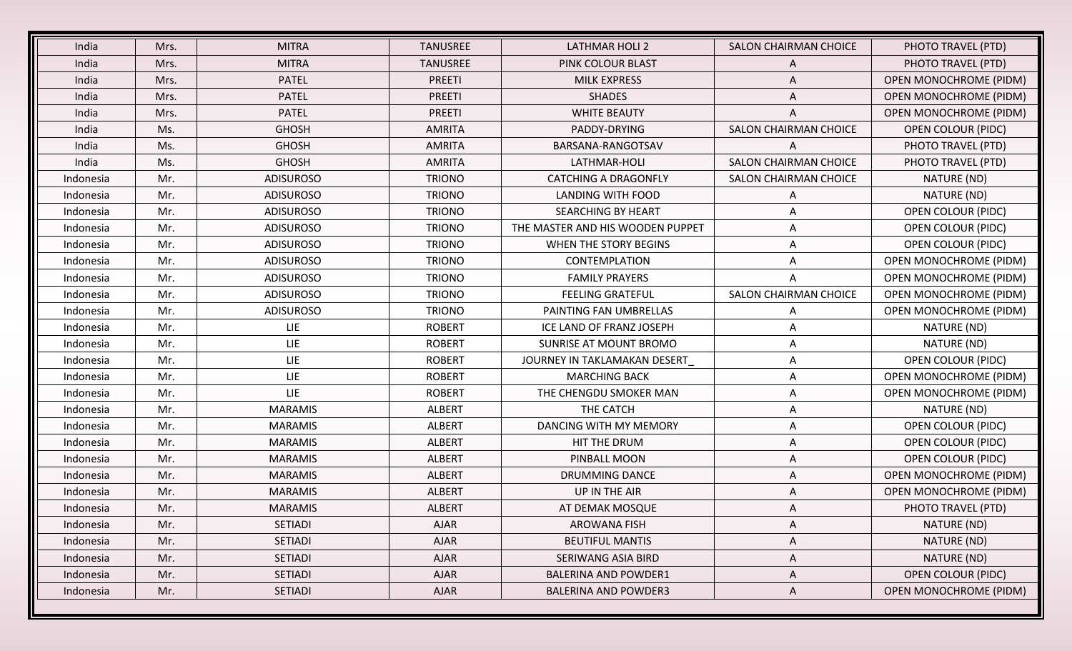| | | | | | | |
|---|---|---|---|---|---|---|
| India | Mrs. | MITRA | TANUSREE | LATHMAR HOLI 2 | SALON CHAIRMAN CHOICE | PHOTO TRAVEL (PTD) |
| India | Mrs. | MITRA | TANUSREE | PINK COLOUR BLAST | A | PHOTO TRAVEL (PTD) |
| India | Mrs. | PATEL | PREETI | MILK EXPRESS | A | OPEN MONOCHROME (PIDM) |
| India | Mrs. | PATEL | PREETI | SHADES | A | OPEN MONOCHROME (PIDM) |
| India | Mrs. | PATEL | PREETI | WHITE BEAUTY | A | OPEN MONOCHROME (PIDM) |
| India | Ms. | GHOSH | AMRITA | PADDY-DRYING | SALON CHAIRMAN CHOICE | OPEN COLOUR (PIDC) |
| India | Ms. | GHOSH | AMRITA | BARSANA-RANGOTSAV | A | PHOTO TRAVEL (PTD) |
| India | Ms. | GHOSH | AMRITA | LATHMAR-HOLI | SALON CHAIRMAN CHOICE | PHOTO TRAVEL (PTD) |
| Indonesia | Mr. | ADISUROSO | TRIONO | CATCHING A DRAGONFLY | SALON CHAIRMAN CHOICE | NATURE (ND) |
| Indonesia | Mr. | ADISUROSO | TRIONO | LANDING WITH FOOD | A | NATURE (ND) |
| Indonesia | Mr. | ADISUROSO | TRIONO | SEARCHING BY HEART | A | OPEN COLOUR (PIDC) |
| Indonesia | Mr. | ADISUROSO | TRIONO | THE MASTER AND HIS WOODEN PUPPET | A | OPEN COLOUR (PIDC) |
| Indonesia | Mr. | ADISUROSO | TRIONO | WHEN THE STORY BEGINS | A | OPEN COLOUR (PIDC) |
| Indonesia | Mr. | ADISUROSO | TRIONO | CONTEMPLATION | A | OPEN MONOCHROME (PIDM) |
| Indonesia | Mr. | ADISUROSO | TRIONO | FAMILY PRAYERS | A | OPEN MONOCHROME (PIDM) |
| Indonesia | Mr. | ADISUROSO | TRIONO | FEELING GRATEFUL | SALON CHAIRMAN CHOICE | OPEN MONOCHROME (PIDM) |
| Indonesia | Mr. | ADISUROSO | TRIONO | PAINTING FAN UMBRELLAS | A | OPEN MONOCHROME (PIDM) |
| Indonesia | Mr. | LIE | ROBERT | ICE LAND OF FRANZ JOSEPH | A | NATURE (ND) |
| Indonesia | Mr. | LIE | ROBERT | SUNRISE AT MOUNT BROMO | A | NATURE (ND) |
| Indonesia | Mr. | LIE | ROBERT | JOURNEY IN TAKLAMAKAN DESERT_ | A | OPEN COLOUR (PIDC) |
| Indonesia | Mr. | LIE | ROBERT | MARCHING BACK | A | OPEN MONOCHROME (PIDM) |
| Indonesia | Mr. | LIE | ROBERT | THE CHENGDU SMOKER MAN | A | OPEN MONOCHROME (PIDM) |
| Indonesia | Mr. | MARAMIS | ALBERT | THE CATCH | A | NATURE (ND) |
| Indonesia | Mr. | MARAMIS | ALBERT | DANCING WITH MY MEMORY | A | OPEN COLOUR (PIDC) |
| Indonesia | Mr. | MARAMIS | ALBERT | HIT THE DRUM | A | OPEN COLOUR (PIDC) |
| Indonesia | Mr. | MARAMIS | ALBERT | PINBALL MOON | A | OPEN COLOUR (PIDC) |
| Indonesia | Mr. | MARAMIS | ALBERT | DRUMMING DANCE | A | OPEN MONOCHROME (PIDM) |
| Indonesia | Mr. | MARAMIS | ALBERT | UP IN THE AIR | A | OPEN MONOCHROME (PIDM) |
| Indonesia | Mr. | MARAMIS | ALBERT | AT DEMAK MOSQUE | A | PHOTO TRAVEL (PTD) |
| Indonesia | Mr. | SETIADI | AJAR | AROWANA FISH | A | NATURE (ND) |
| Indonesia | Mr. | SETIADI | AJAR | BEUTIFUL MANTIS | A | NATURE (ND) |
| Indonesia | Mr. | SETIADI | AJAR | SERIWANG ASIA BIRD | A | NATURE (ND) |
| Indonesia | Mr. | SETIADI | AJAR | BALERINA AND POWDER1 | A | OPEN COLOUR (PIDC) |
| Indonesia | Mr. | SETIADI | AJAR | BALERINA AND POWDER3 | A | OPEN MONOCHROME (PIDM) |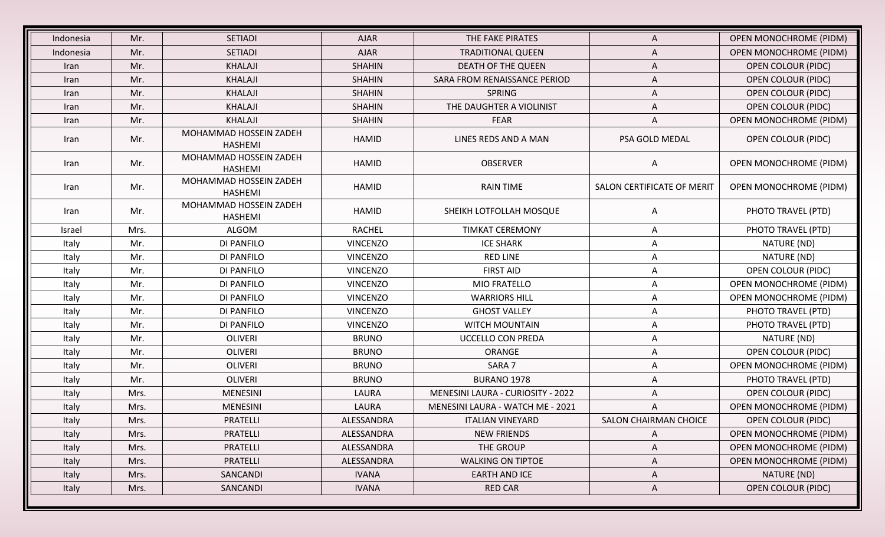| | | | | | | |
|---|---|---|---|---|---|---|
| Indonesia | Mr. | SETIADI | AJAR | THE FAKE PIRATES | A | OPEN MONOCHROME (PIDM) |
| Indonesia | Mr. | SETIADI | AJAR | TRADITIONAL QUEEN | A | OPEN MONOCHROME (PIDM) |
| Iran | Mr. | KHALAJI | SHAHIN | DEATH OF THE QUEEN | A | OPEN COLOUR (PIDC) |
| Iran | Mr. | KHALAJI | SHAHIN | SARA FROM RENAISSANCE PERIOD | A | OPEN COLOUR (PIDC) |
| Iran | Mr. | KHALAJI | SHAHIN | SPRING | A | OPEN COLOUR (PIDC) |
| Iran | Mr. | KHALAJI | SHAHIN | THE DAUGHTER A VIOLINIST | A | OPEN COLOUR (PIDC) |
| Iran | Mr. | KHALAJI | SHAHIN | FEAR | A | OPEN MONOCHROME (PIDM) |
| Iran | Mr. | MOHAMMAD HOSSEIN ZADEH HASHEMI | HAMID | LINES REDS AND A MAN | PSA GOLD MEDAL | OPEN COLOUR (PIDC) |
| Iran | Mr. | MOHAMMAD HOSSEIN ZADEH HASHEMI | HAMID | OBSERVER | A | OPEN MONOCHROME (PIDM) |
| Iran | Mr. | MOHAMMAD HOSSEIN ZADEH HASHEMI | HAMID | RAIN TIME | SALON CERTIFICATE OF MERIT | OPEN MONOCHROME (PIDM) |
| Iran | Mr. | MOHAMMAD HOSSEIN ZADEH HASHEMI | HAMID | SHEIKH LOTFOLLAH MOSQUE | A | PHOTO TRAVEL (PTD) |
| Israel | Mrs. | ALGOM | RACHEL | TIMKAT CEREMONY | A | PHOTO TRAVEL (PTD) |
| Italy | Mr. | DI PANFILO | VINCENZO | ICE SHARK | A | NATURE (ND) |
| Italy | Mr. | DI PANFILO | VINCENZO | RED LINE | A | NATURE (ND) |
| Italy | Mr. | DI PANFILO | VINCENZO | FIRST AID | A | OPEN COLOUR (PIDC) |
| Italy | Mr. | DI PANFILO | VINCENZO | MIO FRATELLO | A | OPEN MONOCHROME (PIDM) |
| Italy | Mr. | DI PANFILO | VINCENZO | WARRIORS HILL | A | OPEN MONOCHROME (PIDM) |
| Italy | Mr. | DI PANFILO | VINCENZO | GHOST VALLEY | A | PHOTO TRAVEL (PTD) |
| Italy | Mr. | DI PANFILO | VINCENZO | WITCH MOUNTAIN | A | PHOTO TRAVEL (PTD) |
| Italy | Mr. | OLIVERI | BRUNO | UCCELLO CON PREDA | A | NATURE (ND) |
| Italy | Mr. | OLIVERI | BRUNO | ORANGE | A | OPEN COLOUR (PIDC) |
| Italy | Mr. | OLIVERI | BRUNO | SARA 7 | A | OPEN MONOCHROME (PIDM) |
| Italy | Mr. | OLIVERI | BRUNO | BURANO 1978 | A | PHOTO TRAVEL (PTD) |
| Italy | Mrs. | MENESINI | LAURA | MENESINI LAURA - CURIOSITY - 2022 | A | OPEN COLOUR (PIDC) |
| Italy | Mrs. | MENESINI | LAURA | MENESINI LAURA - WATCH ME - 2021 | A | OPEN MONOCHROME (PIDM) |
| Italy | Mrs. | PRATELLI | ALESSANDRA | ITALIAN VINEYARD | SALON CHAIRMAN CHOICE | OPEN COLOUR (PIDC) |
| Italy | Mrs. | PRATELLI | ALESSANDRA | NEW FRIENDS | A | OPEN MONOCHROME (PIDM) |
| Italy | Mrs. | PRATELLI | ALESSANDRA | THE GROUP | A | OPEN MONOCHROME (PIDM) |
| Italy | Mrs. | PRATELLI | ALESSANDRA | WALKING ON TIPTOE | A | OPEN MONOCHROME (PIDM) |
| Italy | Mrs. | SANCANDI | IVANA | EARTH AND ICE | A | NATURE (ND) |
| Italy | Mrs. | SANCANDI | IVANA | RED CAR | A | OPEN COLOUR (PIDC) |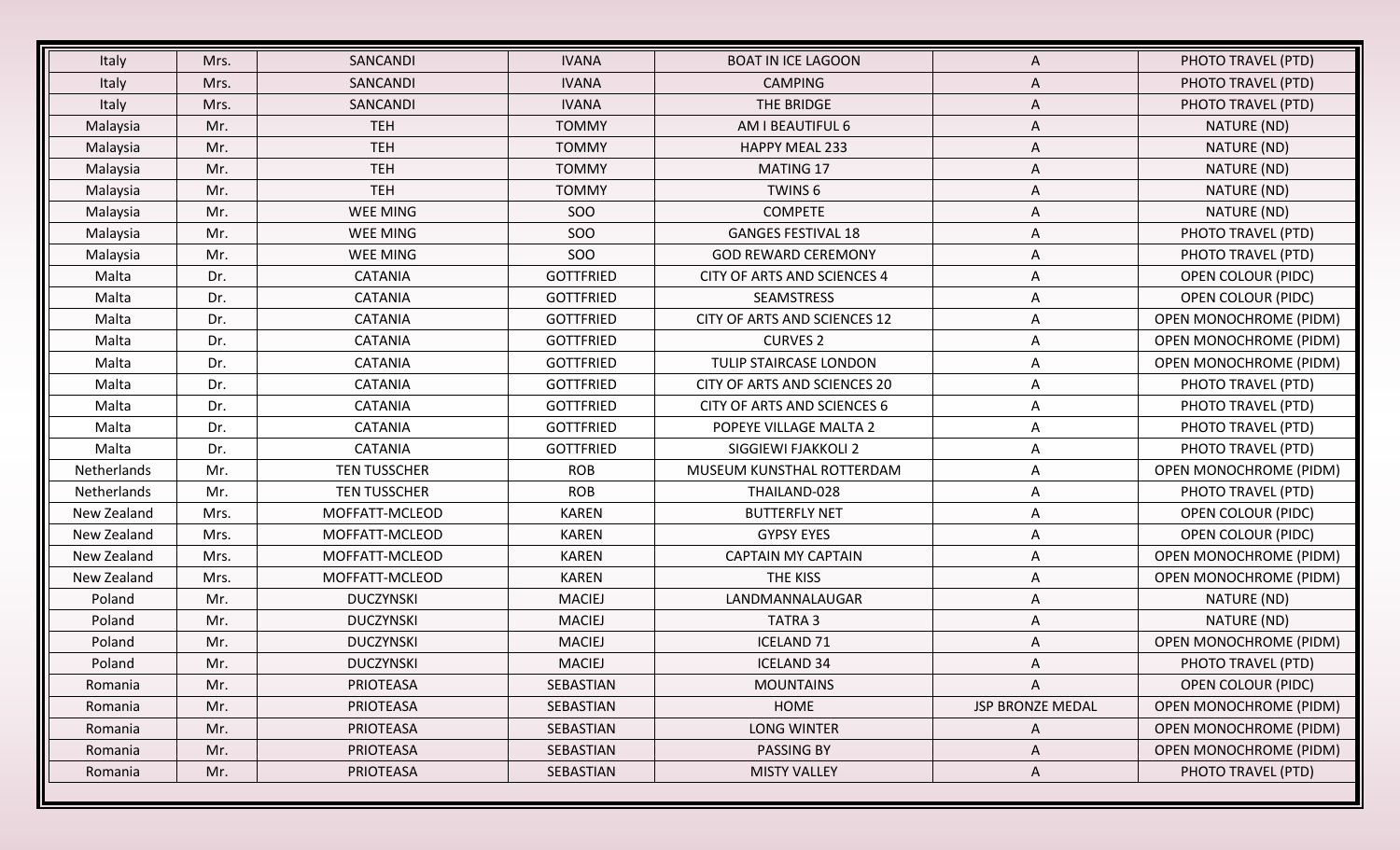| | | | | | | |
|---|---|---|---|---|---|---|
| Italy | Mrs. | SANCANDI | IVANA | BOAT IN ICE LAGOON | A | PHOTO TRAVEL (PTD) |
| Italy | Mrs. | SANCANDI | IVANA | CAMPING | A | PHOTO TRAVEL (PTD) |
| Italy | Mrs. | SANCANDI | IVANA | THE BRIDGE | A | PHOTO TRAVEL (PTD) |
| Malaysia | Mr. | TEH | TOMMY | AM I BEAUTIFUL 6 | A | NATURE (ND) |
| Malaysia | Mr. | TEH | TOMMY | HAPPY MEAL 233 | A | NATURE (ND) |
| Malaysia | Mr. | TEH | TOMMY | MATING 17 | A | NATURE (ND) |
| Malaysia | Mr. | TEH | TOMMY | TWINS 6 | A | NATURE (ND) |
| Malaysia | Mr. | WEE MING | SOO | COMPETE | A | NATURE (ND) |
| Malaysia | Mr. | WEE MING | SOO | GANGES FESTIVAL 18 | A | PHOTO TRAVEL (PTD) |
| Malaysia | Mr. | WEE MING | SOO | GOD REWARD CEREMONY | A | PHOTO TRAVEL (PTD) |
| Malta | Dr. | CATANIA | GOTTFRIED | CITY OF ARTS AND SCIENCES 4 | A | OPEN COLOUR (PIDC) |
| Malta | Dr. | CATANIA | GOTTFRIED | SEAMSTRESS | A | OPEN COLOUR (PIDC) |
| Malta | Dr. | CATANIA | GOTTFRIED | CITY OF ARTS AND SCIENCES 12 | A | OPEN MONOCHROME (PIDM) |
| Malta | Dr. | CATANIA | GOTTFRIED | CURVES 2 | A | OPEN MONOCHROME (PIDM) |
| Malta | Dr. | CATANIA | GOTTFRIED | TULIP STAIRCASE LONDON | A | OPEN MONOCHROME (PIDM) |
| Malta | Dr. | CATANIA | GOTTFRIED | CITY OF ARTS AND SCIENCES 20 | A | PHOTO TRAVEL (PTD) |
| Malta | Dr. | CATANIA | GOTTFRIED | CITY OF ARTS AND SCIENCES 6 | A | PHOTO TRAVEL (PTD) |
| Malta | Dr. | CATANIA | GOTTFRIED | POPEYE VILLAGE MALTA 2 | A | PHOTO TRAVEL (PTD) |
| Malta | Dr. | CATANIA | GOTTFRIED | SIGGIEWI FJAKKOLI 2 | A | PHOTO TRAVEL (PTD) |
| Netherlands | Mr. | TEN TUSSCHER | ROB | MUSEUM KUNSTHAL ROTTERDAM | A | OPEN MONOCHROME (PIDM) |
| Netherlands | Mr. | TEN TUSSCHER | ROB | THAILAND-028 | A | PHOTO TRAVEL (PTD) |
| New Zealand | Mrs. | MOFFATT-MCLEOD | KAREN | BUTTERFLY NET | A | OPEN COLOUR (PIDC) |
| New Zealand | Mrs. | MOFFATT-MCLEOD | KAREN | GYPSY EYES | A | OPEN COLOUR (PIDC) |
| New Zealand | Mrs. | MOFFATT-MCLEOD | KAREN | CAPTAIN MY CAPTAIN | A | OPEN MONOCHROME (PIDM) |
| New Zealand | Mrs. | MOFFATT-MCLEOD | KAREN | THE KISS | A | OPEN MONOCHROME (PIDM) |
| Poland | Mr. | DUCZYNSKI | MACIEJ | LANDMANNALAUGAR | A | NATURE (ND) |
| Poland | Mr. | DUCZYNSKI | MACIEJ | TATRA 3 | A | NATURE (ND) |
| Poland | Mr. | DUCZYNSKI | MACIEJ | ICELAND 71 | A | OPEN MONOCHROME (PIDM) |
| Poland | Mr. | DUCZYNSKI | MACIEJ | ICELAND 34 | A | PHOTO TRAVEL (PTD) |
| Romania | Mr. | PRIOTEASA | SEBASTIAN | MOUNTAINS | A | OPEN COLOUR (PIDC) |
| Romania | Mr. | PRIOTEASA | SEBASTIAN | HOME | JSP BRONZE MEDAL | OPEN MONOCHROME (PIDM) |
| Romania | Mr. | PRIOTEASA | SEBASTIAN | LONG WINTER | A | OPEN MONOCHROME (PIDM) |
| Romania | Mr. | PRIOTEASA | SEBASTIAN | PASSING BY | A | OPEN MONOCHROME (PIDM) |
| Romania | Mr. | PRIOTEASA | SEBASTIAN | MISTY VALLEY | A | PHOTO TRAVEL (PTD) |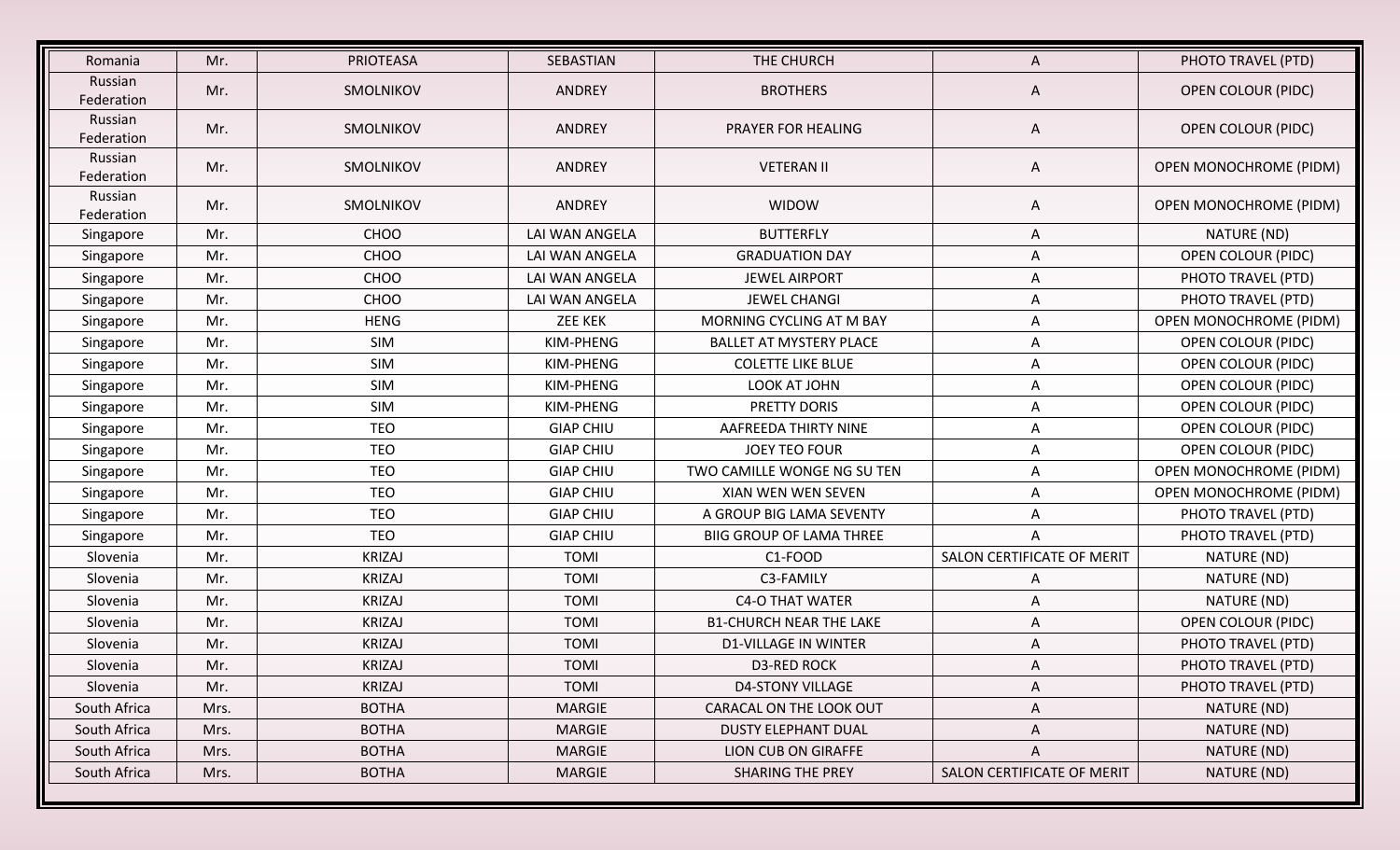| Romania | Mr. | PRIOTEASA | SEBASTIAN | THE CHURCH | A | PHOTO TRAVEL (PTD) |
|---|---|---|---|---|---|---|
| Russian Federation | Mr. | SMOLNIKOV | ANDREY | BROTHERS | A | OPEN COLOUR (PIDC) |
| Russian Federation | Mr. | SMOLNIKOV | ANDREY | PRAYER FOR HEALING | A | OPEN COLOUR (PIDC) |
| Russian Federation | Mr. | SMOLNIKOV | ANDREY | VETERAN II | A | OPEN MONOCHROME (PIDM) |
| Russian Federation | Mr. | SMOLNIKOV | ANDREY | WIDOW | A | OPEN MONOCHROME (PIDM) |
| Singapore | Mr. | CHOO | LAI WAN ANGELA | BUTTERFLY | A | NATURE (ND) |
| Singapore | Mr. | CHOO | LAI WAN ANGELA | GRADUATION DAY | A | OPEN COLOUR (PIDC) |
| Singapore | Mr. | CHOO | LAI WAN ANGELA | JEWEL AIRPORT | A | PHOTO TRAVEL (PTD) |
| Singapore | Mr. | CHOO | LAI WAN ANGELA | JEWEL CHANGI | A | PHOTO TRAVEL (PTD) |
| Singapore | Mr. | HENG | ZEE KEK | MORNING CYCLING AT M BAY | A | OPEN MONOCHROME (PIDM) |
| Singapore | Mr. | SIM | KIM-PHENG | BALLET AT MYSTERY PLACE | A | OPEN COLOUR (PIDC) |
| Singapore | Mr. | SIM | KIM-PHENG | COLETTE LIKE BLUE | A | OPEN COLOUR (PIDC) |
| Singapore | Mr. | SIM | KIM-PHENG | LOOK AT JOHN | A | OPEN COLOUR (PIDC) |
| Singapore | Mr. | SIM | KIM-PHENG | PRETTY DORIS | A | OPEN COLOUR (PIDC) |
| Singapore | Mr. | TEO | GIAP CHIU | AAFREEDA THIRTY NINE | A | OPEN COLOUR (PIDC) |
| Singapore | Mr. | TEO | GIAP CHIU | JOEY TEO FOUR | A | OPEN COLOUR (PIDC) |
| Singapore | Mr. | TEO | GIAP CHIU | TWO CAMILLE WONGE NG SU TEN | A | OPEN MONOCHROME (PIDM) |
| Singapore | Mr. | TEO | GIAP CHIU | XIAN WEN WEN SEVEN | A | OPEN MONOCHROME (PIDM) |
| Singapore | Mr. | TEO | GIAP CHIU | A GROUP BIG LAMA SEVENTY | A | PHOTO TRAVEL (PTD) |
| Singapore | Mr. | TEO | GIAP CHIU | BIIG GROUP OF LAMA THREE | A | PHOTO TRAVEL (PTD) |
| Slovenia | Mr. | KRIZAJ | TOMI | C1-FOOD | SALON CERTIFICATE OF MERIT | NATURE (ND) |
| Slovenia | Mr. | KRIZAJ | TOMI | C3-FAMILY | A | NATURE (ND) |
| Slovenia | Mr. | KRIZAJ | TOMI | C4-O THAT WATER | A | NATURE (ND) |
| Slovenia | Mr. | KRIZAJ | TOMI | B1-CHURCH NEAR THE LAKE | A | OPEN COLOUR (PIDC) |
| Slovenia | Mr. | KRIZAJ | TOMI | D1-VILLAGE IN WINTER | A | PHOTO TRAVEL (PTD) |
| Slovenia | Mr. | KRIZAJ | TOMI | D3-RED ROCK | A | PHOTO TRAVEL (PTD) |
| Slovenia | Mr. | KRIZAJ | TOMI | D4-STONY VILLAGE | A | PHOTO TRAVEL (PTD) |
| South Africa | Mrs. | BOTHA | MARGIE | CARACAL ON THE LOOK OUT | A | NATURE (ND) |
| South Africa | Mrs. | BOTHA | MARGIE | DUSTY ELEPHANT DUAL | A | NATURE (ND) |
| South Africa | Mrs. | BOTHA | MARGIE | LION CUB ON GIRAFFE | A | NATURE (ND) |
| South Africa | Mrs. | BOTHA | MARGIE | SHARING THE PREY | SALON CERTIFICATE OF MERIT | NATURE (ND) |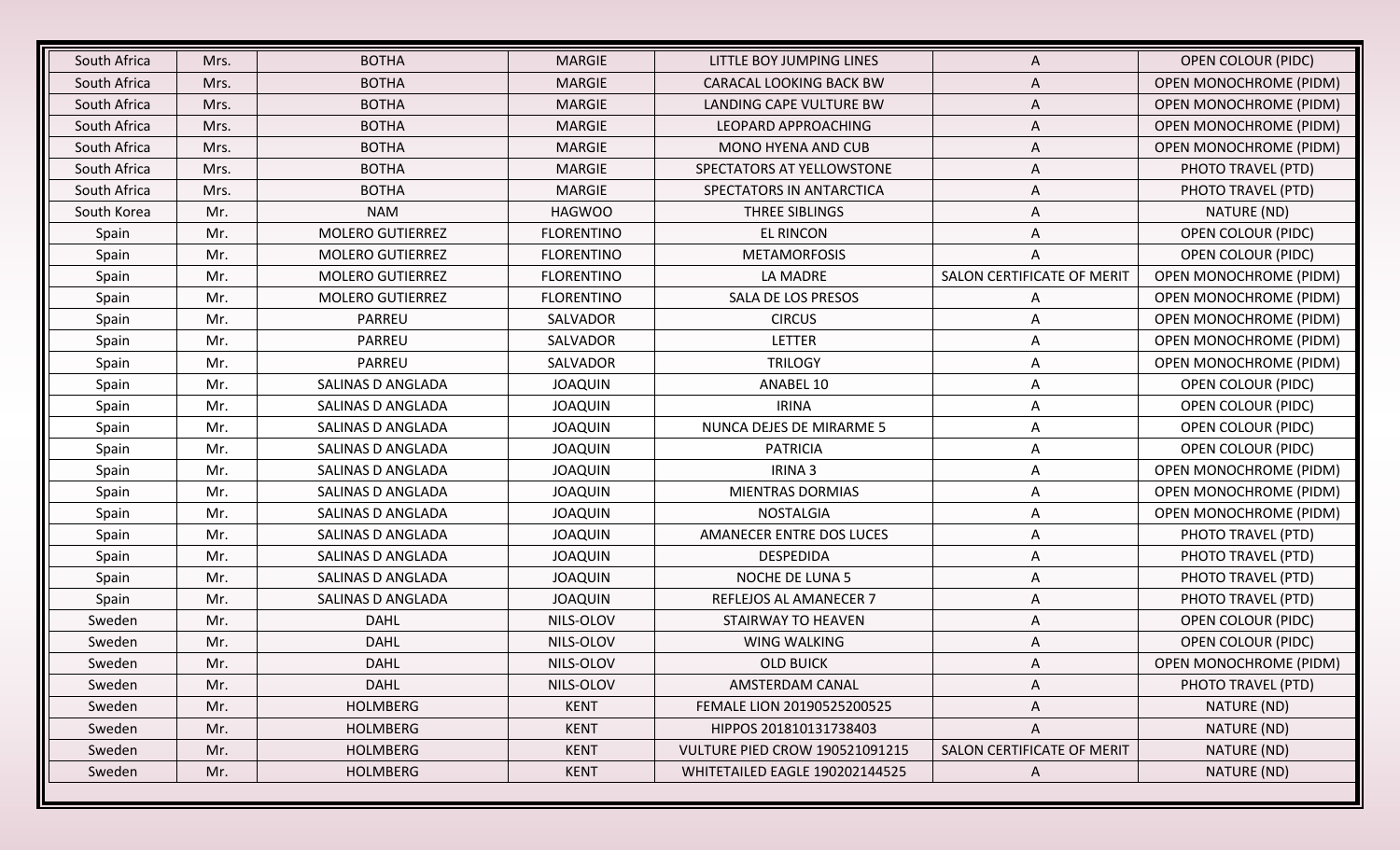| | | | | | | |
|---|---|---|---|---|---|---|
| South Africa | Mrs. | BOTHA | MARGIE | LITTLE BOY JUMPING LINES | A | OPEN COLOUR (PIDC) |
| South Africa | Mrs. | BOTHA | MARGIE | CARACAL LOOKING BACK BW | A | OPEN MONOCHROME (PIDM) |
| South Africa | Mrs. | BOTHA | MARGIE | LANDING CAPE VULTURE BW | A | OPEN MONOCHROME (PIDM) |
| South Africa | Mrs. | BOTHA | MARGIE | LEOPARD APPROACHING | A | OPEN MONOCHROME (PIDM) |
| South Africa | Mrs. | BOTHA | MARGIE | MONO HYENA AND CUB | A | OPEN MONOCHROME (PIDM) |
| South Africa | Mrs. | BOTHA | MARGIE | SPECTATORS AT YELLOWSTONE | A | PHOTO TRAVEL (PTD) |
| South Africa | Mrs. | BOTHA | MARGIE | SPECTATORS IN ANTARCTICA | A | PHOTO TRAVEL (PTD) |
| South Korea | Mr. | NAM | HAGWOO | THREE SIBLINGS | A | NATURE (ND) |
| Spain | Mr. | MOLERO GUTIERREZ | FLORENTINO | EL RINCON | A | OPEN COLOUR (PIDC) |
| Spain | Mr. | MOLERO GUTIERREZ | FLORENTINO | METAMORFOSIS | A | OPEN COLOUR (PIDC) |
| Spain | Mr. | MOLERO GUTIERREZ | FLORENTINO | LA MADRE | SALON CERTIFICATE OF MERIT | OPEN MONOCHROME (PIDM) |
| Spain | Mr. | MOLERO GUTIERREZ | FLORENTINO | SALA DE LOS PRESOS | A | OPEN MONOCHROME (PIDM) |
| Spain | Mr. | PARREU | SALVADOR | CIRCUS | A | OPEN MONOCHROME (PIDM) |
| Spain | Mr. | PARREU | SALVADOR | LETTER | A | OPEN MONOCHROME (PIDM) |
| Spain | Mr. | PARREU | SALVADOR | TRILOGY | A | OPEN MONOCHROME (PIDM) |
| Spain | Mr. | SALINAS D ANGLADA | JOAQUIN | ANABEL 10 | A | OPEN COLOUR (PIDC) |
| Spain | Mr. | SALINAS D ANGLADA | JOAQUIN | IRINA | A | OPEN COLOUR (PIDC) |
| Spain | Mr. | SALINAS D ANGLADA | JOAQUIN | NUNCA DEJES DE MIRARME 5 | A | OPEN COLOUR (PIDC) |
| Spain | Mr. | SALINAS D ANGLADA | JOAQUIN | PATRICIA | A | OPEN COLOUR (PIDC) |
| Spain | Mr. | SALINAS D ANGLADA | JOAQUIN | IRINA 3 | A | OPEN MONOCHROME (PIDM) |
| Spain | Mr. | SALINAS D ANGLADA | JOAQUIN | MIENTRAS DORMIAS | A | OPEN MONOCHROME (PIDM) |
| Spain | Mr. | SALINAS D ANGLADA | JOAQUIN | NOSTALGIA | A | OPEN MONOCHROME (PIDM) |
| Spain | Mr. | SALINAS D ANGLADA | JOAQUIN | AMANECER ENTRE DOS LUCES | A | PHOTO TRAVEL (PTD) |
| Spain | Mr. | SALINAS D ANGLADA | JOAQUIN | DESPEDIDA | A | PHOTO TRAVEL (PTD) |
| Spain | Mr. | SALINAS D ANGLADA | JOAQUIN | NOCHE DE LUNA 5 | A | PHOTO TRAVEL (PTD) |
| Spain | Mr. | SALINAS D ANGLADA | JOAQUIN | REFLEJOS AL AMANECER 7 | A | PHOTO TRAVEL (PTD) |
| Sweden | Mr. | DAHL | NILS-OLOV | STAIRWAY TO HEAVEN | A | OPEN COLOUR (PIDC) |
| Sweden | Mr. | DAHL | NILS-OLOV | WING WALKING | A | OPEN COLOUR (PIDC) |
| Sweden | Mr. | DAHL | NILS-OLOV | OLD BUICK | A | OPEN MONOCHROME (PIDM) |
| Sweden | Mr. | DAHL | NILS-OLOV | AMSTERDAM CANAL | A | PHOTO TRAVEL (PTD) |
| Sweden | Mr. | HOLMBERG | KENT | FEMALE LION 20190525200525 | A | NATURE (ND) |
| Sweden | Mr. | HOLMBERG | KENT | HIPPOS 201810131738403 | A | NATURE (ND) |
| Sweden | Mr. | HOLMBERG | KENT | VULTURE PIED CROW 190521091215 | SALON CERTIFICATE OF MERIT | NATURE (ND) |
| Sweden | Mr. | HOLMBERG | KENT | WHITETAILED EAGLE 190202144525 | A | NATURE (ND) |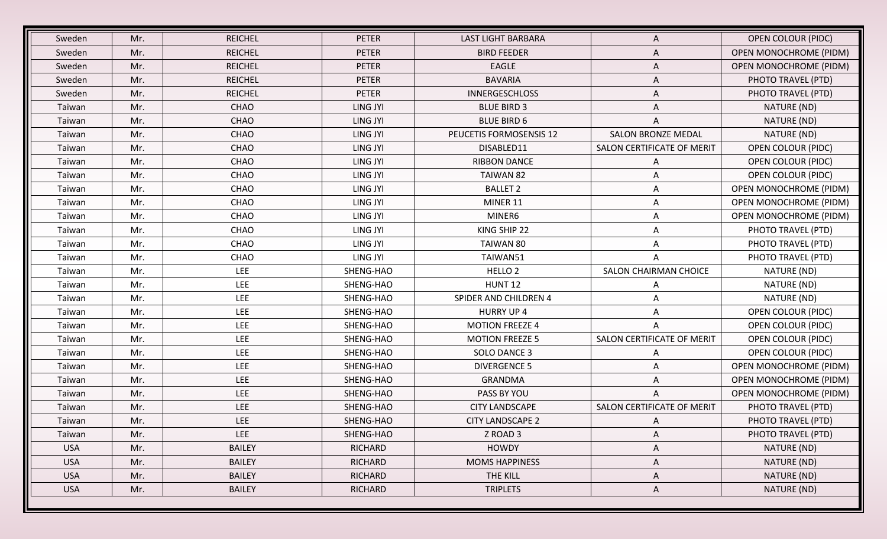| | | | | | | |
|---|---|---|---|---|---|---|
| Sweden | Mr. | REICHEL | PETER | LAST LIGHT BARBARA | A | OPEN COLOUR (PIDC) |
| Sweden | Mr. | REICHEL | PETER | BIRD FEEDER | A | OPEN MONOCHROME (PIDM) |
| Sweden | Mr. | REICHEL | PETER | EAGLE | A | OPEN MONOCHROME (PIDM) |
| Sweden | Mr. | REICHEL | PETER | BAVARIA | A | PHOTO TRAVEL (PTD) |
| Sweden | Mr. | REICHEL | PETER | INNERGESCHLOSS | A | PHOTO TRAVEL (PTD) |
| Taiwan | Mr. | CHAO | LING JYI | BLUE BIRD 3 | A | NATURE (ND) |
| Taiwan | Mr. | CHAO | LING JYI | BLUE BIRD 6 | A | NATURE (ND) |
| Taiwan | Mr. | CHAO | LING JYI | PEUCETIS FORMOSENSIS 12 | SALON BRONZE MEDAL | NATURE (ND) |
| Taiwan | Mr. | CHAO | LING JYI | DISABLED11 | SALON CERTIFICATE OF MERIT | OPEN COLOUR (PIDC) |
| Taiwan | Mr. | CHAO | LING JYI | RIBBON DANCE | A | OPEN COLOUR (PIDC) |
| Taiwan | Mr. | CHAO | LING JYI | TAIWAN 82 | A | OPEN COLOUR (PIDC) |
| Taiwan | Mr. | CHAO | LING JYI | BALLET 2 | A | OPEN MONOCHROME (PIDM) |
| Taiwan | Mr. | CHAO | LING JYI | MINER 11 | A | OPEN MONOCHROME (PIDM) |
| Taiwan | Mr. | CHAO | LING JYI | MINER6 | A | OPEN MONOCHROME (PIDM) |
| Taiwan | Mr. | CHAO | LING JYI | KING SHIP 22 | A | PHOTO TRAVEL (PTD) |
| Taiwan | Mr. | CHAO | LING JYI | TAIWAN 80 | A | PHOTO TRAVEL (PTD) |
| Taiwan | Mr. | CHAO | LING JYI | TAIWAN51 | A | PHOTO TRAVEL (PTD) |
| Taiwan | Mr. | LEE | SHENG-HAO | HELLO 2 | SALON CHAIRMAN CHOICE | NATURE (ND) |
| Taiwan | Mr. | LEE | SHENG-HAO | HUNT 12 | A | NATURE (ND) |
| Taiwan | Mr. | LEE | SHENG-HAO | SPIDER AND CHILDREN 4 | A | NATURE (ND) |
| Taiwan | Mr. | LEE | SHENG-HAO | HURRY UP 4 | A | OPEN COLOUR (PIDC) |
| Taiwan | Mr. | LEE | SHENG-HAO | MOTION FREEZE 4 | A | OPEN COLOUR (PIDC) |
| Taiwan | Mr. | LEE | SHENG-HAO | MOTION FREEZE 5 | SALON CERTIFICATE OF MERIT | OPEN COLOUR (PIDC) |
| Taiwan | Mr. | LEE | SHENG-HAO | SOLO DANCE 3 | A | OPEN COLOUR (PIDC) |
| Taiwan | Mr. | LEE | SHENG-HAO | DIVERGENCE 5 | A | OPEN MONOCHROME (PIDM) |
| Taiwan | Mr. | LEE | SHENG-HAO | GRANDMA | A | OPEN MONOCHROME (PIDM) |
| Taiwan | Mr. | LEE | SHENG-HAO | PASS BY YOU | A | OPEN MONOCHROME (PIDM) |
| Taiwan | Mr. | LEE | SHENG-HAO | CITY LANDSCAPE | SALON CERTIFICATE OF MERIT | PHOTO TRAVEL (PTD) |
| Taiwan | Mr. | LEE | SHENG-HAO | CITY LANDSCAPE 2 | A | PHOTO TRAVEL (PTD) |
| Taiwan | Mr. | LEE | SHENG-HAO | Z ROAD 3 | A | PHOTO TRAVEL (PTD) |
| USA | Mr. | BAILEY | RICHARD | HOWDY | A | NATURE (ND) |
| USA | Mr. | BAILEY | RICHARD | MOMS HAPPINESS | A | NATURE (ND) |
| USA | Mr. | BAILEY | RICHARD | THE KILL | A | NATURE (ND) |
| USA | Mr. | BAILEY | RICHARD | TRIPLETS | A | NATURE (ND) |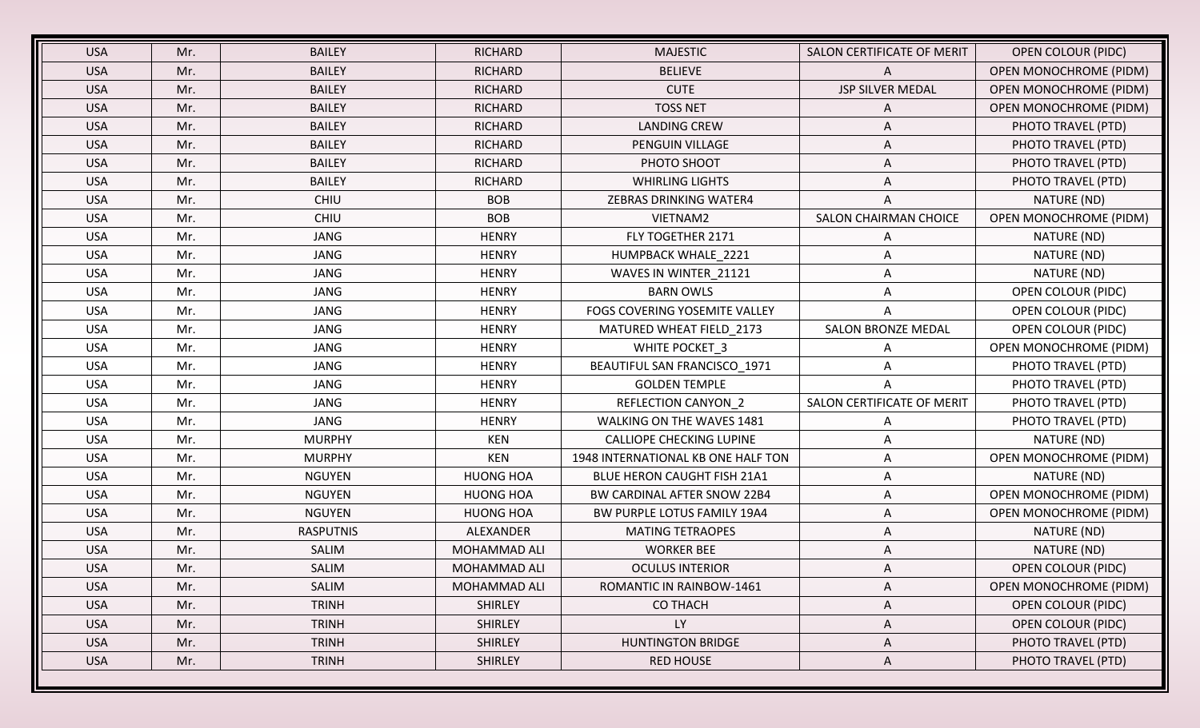| | | | | | | |
|---|---|---|---|---|---|---|
| USA | Mr. | BAILEY | RICHARD | MAJESTIC | SALON CERTIFICATE OF MERIT | OPEN COLOUR (PIDC) |
| USA | Mr. | BAILEY | RICHARD | BELIEVE | A | OPEN MONOCHROME (PIDM) |
| USA | Mr. | BAILEY | RICHARD | CUTE | JSP SILVER MEDAL | OPEN MONOCHROME (PIDM) |
| USA | Mr. | BAILEY | RICHARD | TOSS NET | A | OPEN MONOCHROME (PIDM) |
| USA | Mr. | BAILEY | RICHARD | LANDING CREW | A | PHOTO TRAVEL (PTD) |
| USA | Mr. | BAILEY | RICHARD | PENGUIN VILLAGE | A | PHOTO TRAVEL (PTD) |
| USA | Mr. | BAILEY | RICHARD | PHOTO SHOOT | A | PHOTO TRAVEL (PTD) |
| USA | Mr. | BAILEY | RICHARD | WHIRLING LIGHTS | A | PHOTO TRAVEL (PTD) |
| USA | Mr. | CHIU | BOB | ZEBRAS DRINKING WATER4 | A | NATURE (ND) |
| USA | Mr. | CHIU | BOB | VIETNAM2 | SALON CHAIRMAN CHOICE | OPEN MONOCHROME (PIDM) |
| USA | Mr. | JANG | HENRY | FLY TOGETHER 2171 | A | NATURE (ND) |
| USA | Mr. | JANG | HENRY | HUMPBACK WHALE_2221 | A | NATURE (ND) |
| USA | Mr. | JANG | HENRY | WAVES IN WINTER_21121 | A | NATURE (ND) |
| USA | Mr. | JANG | HENRY | BARN OWLS | A | OPEN COLOUR (PIDC) |
| USA | Mr. | JANG | HENRY | FOGS COVERING YOSEMITE VALLEY | A | OPEN COLOUR (PIDC) |
| USA | Mr. | JANG | HENRY | MATURED WHEAT FIELD_2173 | SALON BRONZE MEDAL | OPEN COLOUR (PIDC) |
| USA | Mr. | JANG | HENRY | WHITE POCKET_3 | A | OPEN MONOCHROME (PIDM) |
| USA | Mr. | JANG | HENRY | BEAUTIFUL SAN FRANCISCO_1971 | A | PHOTO TRAVEL (PTD) |
| USA | Mr. | JANG | HENRY | GOLDEN TEMPLE | A | PHOTO TRAVEL (PTD) |
| USA | Mr. | JANG | HENRY | REFLECTION CANYON_2 | SALON CERTIFICATE OF MERIT | PHOTO TRAVEL (PTD) |
| USA | Mr. | JANG | HENRY | WALKING ON THE WAVES 1481 | A | PHOTO TRAVEL (PTD) |
| USA | Mr. | MURPHY | KEN | CALLIOPE CHECKING LUPINE | A | NATURE (ND) |
| USA | Mr. | MURPHY | KEN | 1948 INTERNATIONAL KB ONE HALF TON | A | OPEN MONOCHROME (PIDM) |
| USA | Mr. | NGUYEN | HUONG HOA | BLUE HERON CAUGHT FISH 21A1 | A | NATURE (ND) |
| USA | Mr. | NGUYEN | HUONG HOA | BW CARDINAL AFTER SNOW 22B4 | A | OPEN MONOCHROME (PIDM) |
| USA | Mr. | NGUYEN | HUONG HOA | BW PURPLE LOTUS FAMILY 19A4 | A | OPEN MONOCHROME (PIDM) |
| USA | Mr. | RASPUTNIS | ALEXANDER | MATING TETRAOPES | A | NATURE (ND) |
| USA | Mr. | SALIM | MOHAMMAD ALI | WORKER BEE | A | NATURE (ND) |
| USA | Mr. | SALIM | MOHAMMAD ALI | OCULUS INTERIOR | A | OPEN COLOUR (PIDC) |
| USA | Mr. | SALIM | MOHAMMAD ALI | ROMANTIC IN RAINBOW-1461 | A | OPEN MONOCHROME (PIDM) |
| USA | Mr. | TRINH | SHIRLEY | CO THACH | A | OPEN COLOUR (PIDC) |
| USA | Mr. | TRINH | SHIRLEY | LY | A | OPEN COLOUR (PIDC) |
| USA | Mr. | TRINH | SHIRLEY | HUNTINGTON BRIDGE | A | PHOTO TRAVEL (PTD) |
| USA | Mr. | TRINH | SHIRLEY | RED HOUSE | A | PHOTO TRAVEL (PTD) |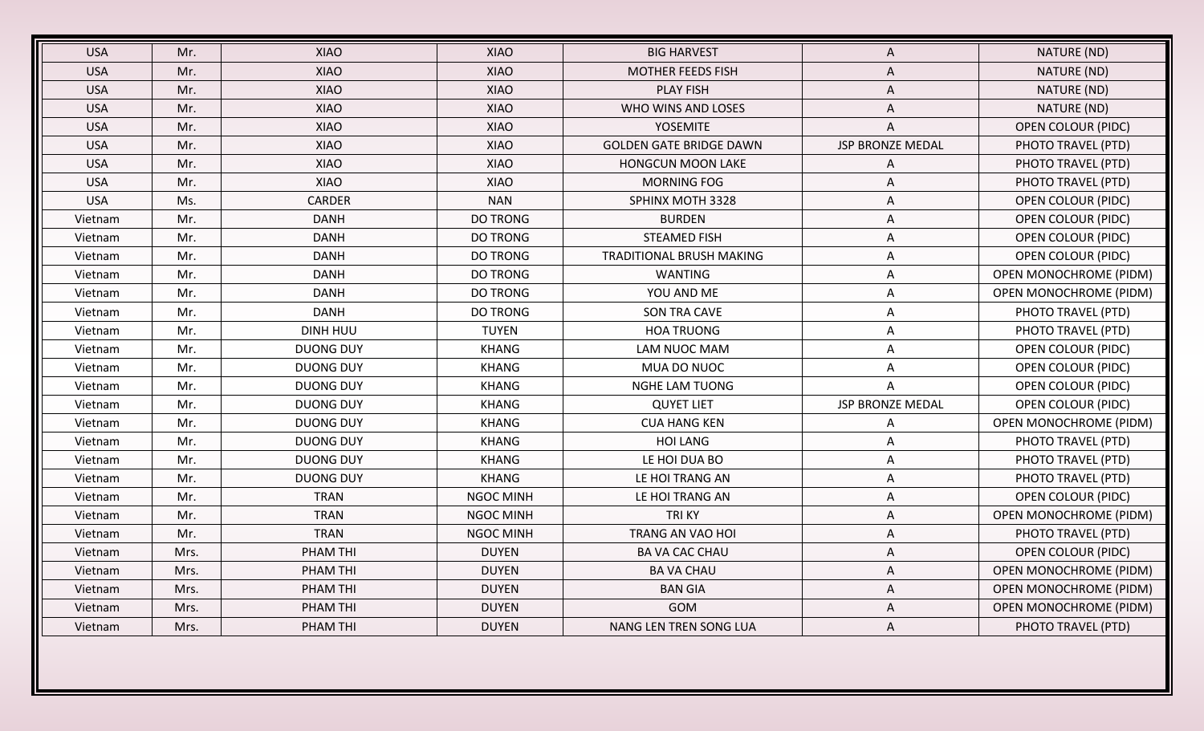| | | | | | | |
|---|---|---|---|---|---|---|
| USA | Mr. | XIAO | XIAO | BIG HARVEST | A | NATURE (ND) |
| USA | Mr. | XIAO | XIAO | MOTHER FEEDS FISH | A | NATURE (ND) |
| USA | Mr. | XIAO | XIAO | PLAY FISH | A | NATURE (ND) |
| USA | Mr. | XIAO | XIAO | WHO WINS AND LOSES | A | NATURE (ND) |
| USA | Mr. | XIAO | XIAO | YOSEMITE | A | OPEN COLOUR (PIDC) |
| USA | Mr. | XIAO | XIAO | GOLDEN GATE BRIDGE DAWN | JSP BRONZE MEDAL | PHOTO TRAVEL (PTD) |
| USA | Mr. | XIAO | XIAO | HONGCUN MOON LAKE | A | PHOTO TRAVEL (PTD) |
| USA | Mr. | XIAO | XIAO | MORNING FOG | A | PHOTO TRAVEL (PTD) |
| USA | Ms. | CARDER | NAN | SPHINX MOTH 3328 | A | OPEN COLOUR (PIDC) |
| Vietnam | Mr. | DANH | DO TRONG | BURDEN | A | OPEN COLOUR (PIDC) |
| Vietnam | Mr. | DANH | DO TRONG | STEAMED FISH | A | OPEN COLOUR (PIDC) |
| Vietnam | Mr. | DANH | DO TRONG | TRADITIONAL BRUSH MAKING | A | OPEN COLOUR (PIDC) |
| Vietnam | Mr. | DANH | DO TRONG | WANTING | A | OPEN MONOCHROME (PIDM) |
| Vietnam | Mr. | DANH | DO TRONG | YOU AND ME | A | OPEN MONOCHROME (PIDM) |
| Vietnam | Mr. | DANH | DO TRONG | SON TRA CAVE | A | PHOTO TRAVEL (PTD) |
| Vietnam | Mr. | DINH HUU | TUYEN | HOA TRUONG | A | PHOTO TRAVEL (PTD) |
| Vietnam | Mr. | DUONG DUY | KHANG | LAM NUOC MAM | A | OPEN COLOUR (PIDC) |
| Vietnam | Mr. | DUONG DUY | KHANG | MUA DO NUOC | A | OPEN COLOUR (PIDC) |
| Vietnam | Mr. | DUONG DUY | KHANG | NGHE LAM TUONG | A | OPEN COLOUR (PIDC) |
| Vietnam | Mr. | DUONG DUY | KHANG | QUYET LIET | JSP BRONZE MEDAL | OPEN COLOUR (PIDC) |
| Vietnam | Mr. | DUONG DUY | KHANG | CUA HANG KEN | A | OPEN MONOCHROME (PIDM) |
| Vietnam | Mr. | DUONG DUY | KHANG | HOI LANG | A | PHOTO TRAVEL (PTD) |
| Vietnam | Mr. | DUONG DUY | KHANG | LE HOI DUA BO | A | PHOTO TRAVEL (PTD) |
| Vietnam | Mr. | DUONG DUY | KHANG | LE HOI TRANG AN | A | PHOTO TRAVEL (PTD) |
| Vietnam | Mr. | TRAN | NGOC MINH | LE HOI TRANG AN | A | OPEN COLOUR (PIDC) |
| Vietnam | Mr. | TRAN | NGOC MINH | TRI KY | A | OPEN MONOCHROME (PIDM) |
| Vietnam | Mr. | TRAN | NGOC MINH | TRANG AN VAO HOI | A | PHOTO TRAVEL (PTD) |
| Vietnam | Mrs. | PHAM THI | DUYEN | BA VA CAC CHAU | A | OPEN COLOUR (PIDC) |
| Vietnam | Mrs. | PHAM THI | DUYEN | BA VA CHAU | A | OPEN MONOCHROME (PIDM) |
| Vietnam | Mrs. | PHAM THI | DUYEN | BAN GIA | A | OPEN MONOCHROME (PIDM) |
| Vietnam | Mrs. | PHAM THI | DUYEN | GOM | A | OPEN MONOCHROME (PIDM) |
| Vietnam | Mrs. | PHAM THI | DUYEN | NANG LEN TREN SONG LUA | A | PHOTO TRAVEL (PTD) |